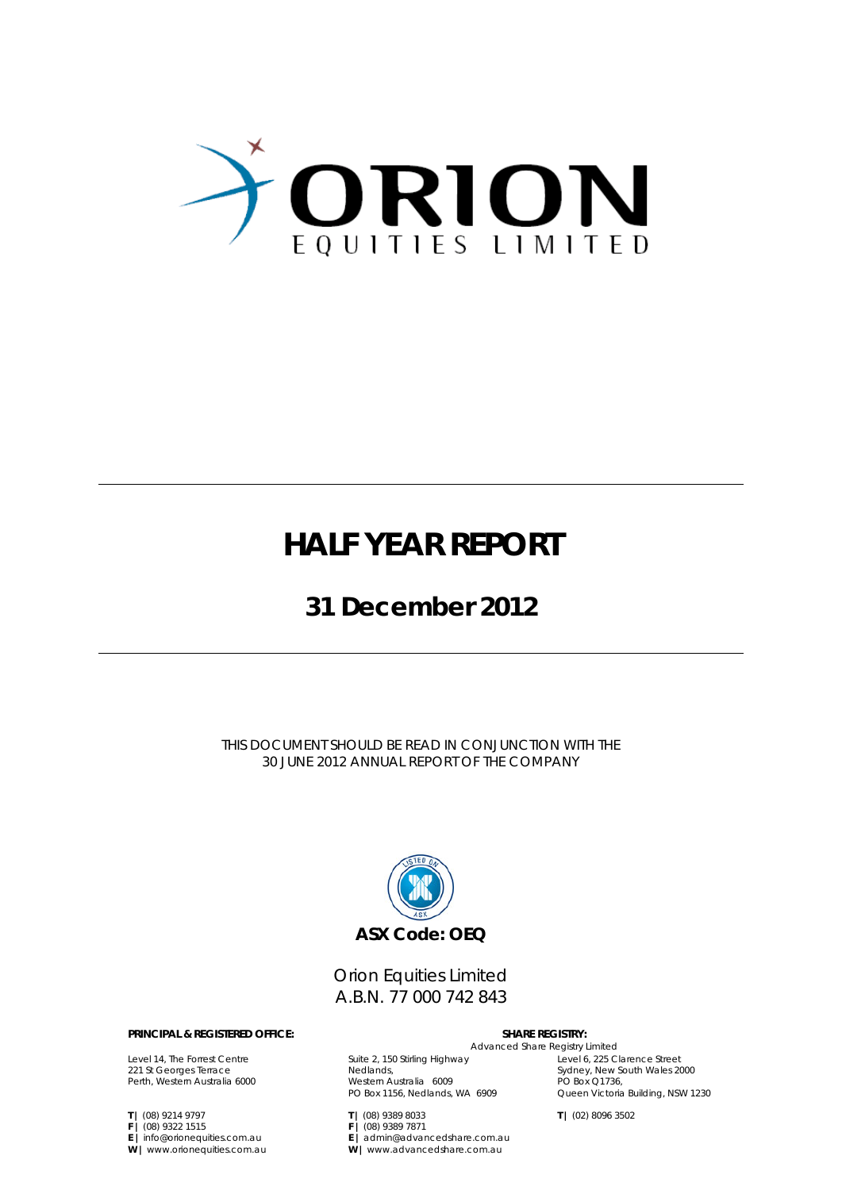# ORION

EQUITIES LIMITED

# HALF YEAR REPORT

## 31 December 2012

THIS DOCUMENT SHOULD BE READ IN CONJUNCTION WITH THE 30 JUNE 2012 ANNUAL REPORT OF THE COMPANY

**ASX Code: OEQ**

Orion Equities Limited
A.B.N. 77 000 742 843

**PRINCIPAL & REGISTERED OFFICE:**

Level 14, The Forrest Centre
221 St Georges Terrace
Perth, Western Australia 6000

**T |** (08) 9214 9797
**F |** (08) 9322 1515
**E |** info@orionequities.com.au
**W |** www.orionequities.com.au

**SHARE REGISTRY:**

Advanced Share Registry Limited

Suite 2, 150 Stirling Highway
Nedlands,
Western Australia 6009
PO Box 1156, Nedlands, WA 6909

**T |** (08) 9389 8033
**F |** (08) 9389 7871
**E |** admin@advancedshare.com.au
**W |** www.advancedshare.com.au

Level 6, 225 Clarence Street
Sydney, New South Wales 2000
PO Box Q1736,
Queen Victoria Building, NSW 1230

**T |** (02) 8096 3502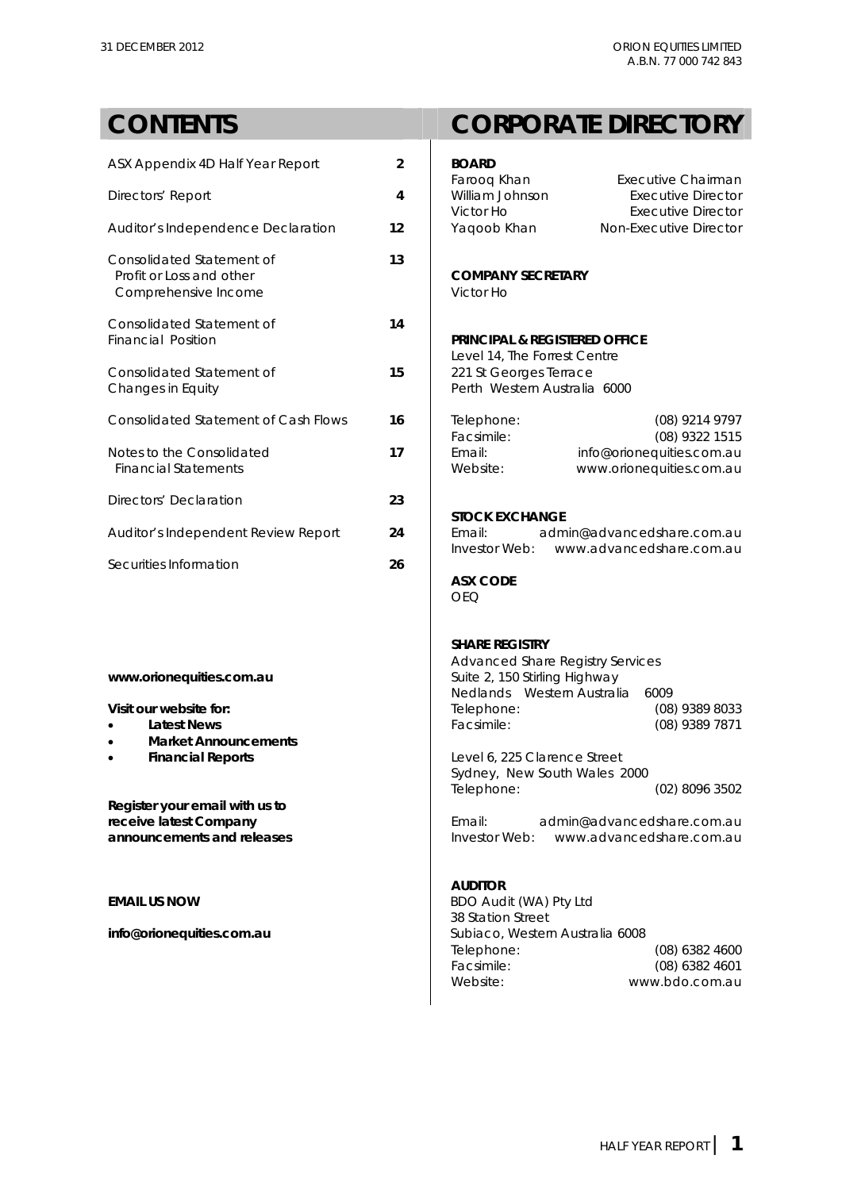# CONTENTS

| | |
|---|---|
| ASX Appendix 4D Half Year Report | 2 |
| Directors' Report | 4 |
| Auditor's Independence Declaration | 12 |
| Consolidated Statement of Profit or Loss and other Comprehensive Income | 13 |
| Consolidated Statement of Financial Position | 14 |
| Consolidated Statement of Changes in Equity | 15 |
| Consolidated Statement of Cash Flows | 16 |
| Notes to the Consolidated Financial Statements | 17 |
| Directors' Declaration | 23 |
| Auditor's Independent Review Report | 24 |
| Securities Information | 26 |

**www.orionequities.com.au**

**Visit our website for:**

- **Latest News**
- **Market Announcements**
- **Financial Reports**

**Register your email with us to receive latest Company announcements and releases**

**EMAIL US NOW**

**info@orionequities.com.au**

# CORPORATE DIRECTORY

**BOARD**

| | |
|---|---|
| Farooq Khan | Executive Chairman |
| William Johnson | Executive Director |
| Victor Ho | Executive Director |
| Yaqoob Khan | Non-Executive Director |

**COMPANY SECRETARY**

Victor Ho

**PRINCIPAL & REGISTERED OFFICE**

Level 14, The Forrest Centre
221 St Georges Terrace
Perth Western Australia 6000

| | |
|---|---|
| Telephone: | (08) 9214 9797 |
| Facsimile: | (08) 9322 1515 |
| Email: | info@orionequities.com.au |
| Website: | www.orionequities.com.au |

**STOCK EXCHANGE**

Email: admin@advancedshare.com.au
Investor Web: www.advancedshare.com.au

**ASX CODE**

OEQ

**SHARE REGISTRY**

Advanced Share Registry Services
Suite 2, 150 Stirling Highway
Nedlands Western Australia 6009

| | |
|---|---|
| Telephone: | (08) 9389 8033 |
| Facsimile: | (08) 9389 7871 |

Level 6, 225 Clarence Street
Sydney, New South Wales 2000
Telephone: (02) 8096 3502

Email: admin@advancedshare.com.au
Investor Web: www.advancedshare.com.au

**AUDITOR**

BDO Audit (WA) Pty Ltd
38 Station Street
Subiaco, Western Australia 6008

| | |
|---|---|
| Telephone: | (08) 6382 4600 |
| Facsimile: | (08) 6382 4601 |
| Website: | www.bdo.com.au |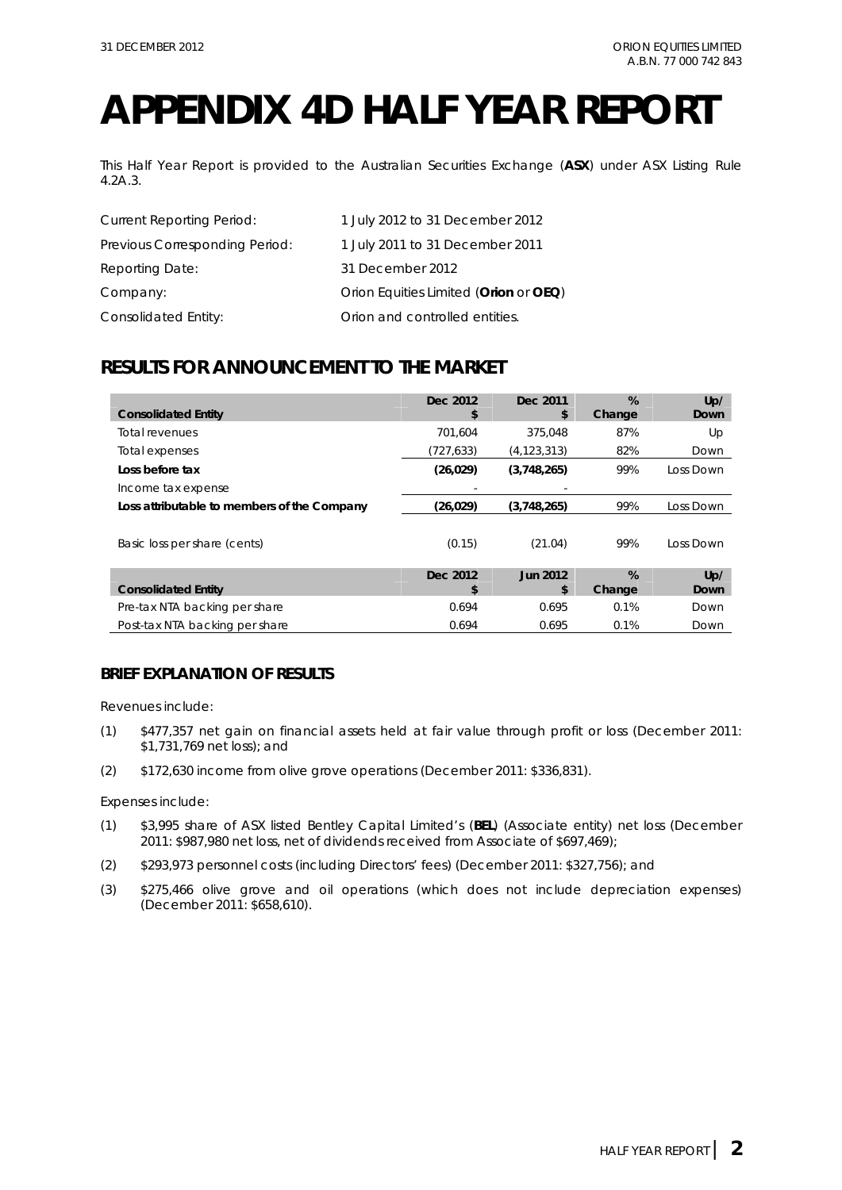# APPENDIX 4D HALF YEAR REPORT

This Half Year Report is provided to the Australian Securities Exchange (**ASX**) under ASX Listing Rule 4.2A.3.

| | |
|---|---|
| Current Reporting Period: | 1 July 2012 to 31 December 2012 |
| Previous Corresponding Period: | 1 July 2011 to 31 December 2011 |
| Reporting Date: | 31 December 2012 |
| Company: | Orion Equities Limited (**Orion** or **OEQ**) |
| Consolidated Entity: | Orion and controlled entities. |

## RESULTS FOR ANNOUNCEMENT TO THE MARKET

| Consolidated Entity | Dec 2012 $ | Dec 2011 $ | % Change | Up/ Down |
|---|---|---|---|---|
| Total revenues | 701,604 | 375,048 | 87% | Up |
| Total expenses | (727,633) | (4,123,313) | 82% | Down |
| **Loss before tax** | **(26,029)** | **(3,748,265)** | 99% | Loss Down |
| Income tax expense | - | - | | |
| **Loss attributable to members of the Company** | **(26,029)** | **(3,748,265)** | 99% | Loss Down |
| Basic loss per share (cents) | (0.15) | (21.04) | 99% | Loss Down |

| Consolidated Entity | Dec 2012 $ | Jun 2012 $ | % Change | Up/ Down |
|---|---|---|---|---|
| Pre-tax NTA backing per share | 0.694 | 0.695 | 0.1% | Down |
| Post-tax NTA backing per share | 0.694 | 0.695 | 0.1% | Down |

### BRIEF EXPLANATION OF RESULTS

Revenues include:

(1) \$477,357 net gain on financial assets held at fair value through profit or loss (December 2011: \$1,731,769 net loss); and

(2) \$172,630 income from olive grove operations (December 2011: \$336,831).

Expenses include:

(1) \$3,995 share of ASX listed Bentley Capital Limited's (**BEL**) (Associate entity) net loss (December 2011: \$987,980 net loss, net of dividends received from Associate of \$697,469);

(2) \$293,973 personnel costs (including Directors' fees) (December 2011: \$327,756); and

(3) \$275,466 olive grove and oil operations (which does not include depreciation expenses) (December 2011: \$658,610).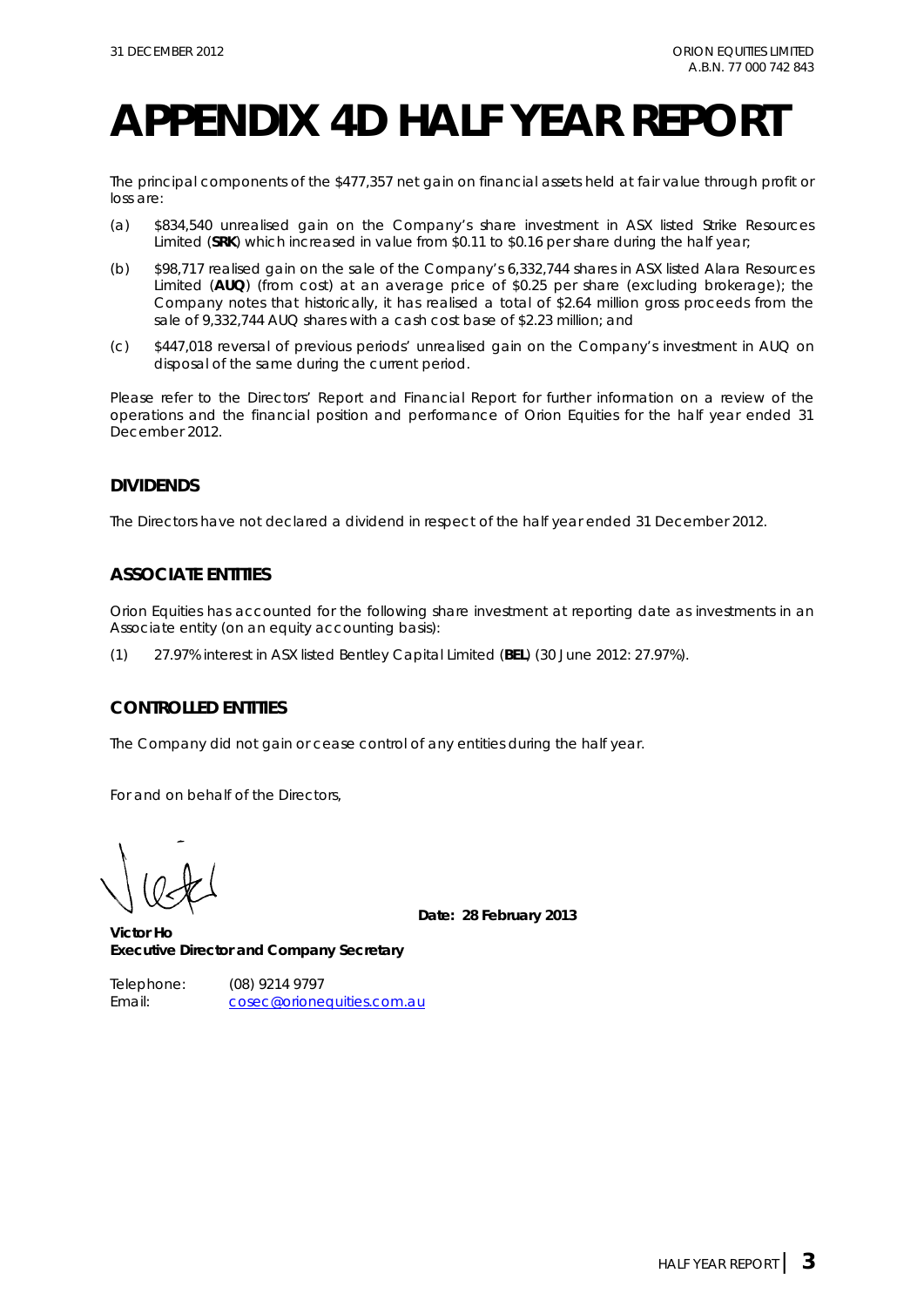# APPENDIX 4D HALF YEAR REPORT

The principal components of the $477,357 net gain on financial assets held at fair value through profit or loss are:

(a) $834,540 unrealised gain on the Company's share investment in ASX listed Strike Resources Limited (**SRK**) which increased in value from $0.11 to $0.16 per share during the half year;

(b) $98,717 realised gain on the sale of the Company's 6,332,744 shares in ASX listed Alara Resources Limited (**AUQ**) (from cost) at an average price of $0.25 per share (excluding brokerage); the Company notes that historically, it has realised a total of $2.64 million gross proceeds from the sale of 9,332,744 AUQ shares with a cash cost base of $2.23 million; and

(c) $447,018 reversal of previous periods' unrealised gain on the Company's investment in AUQ on disposal of the same during the current period.

Please refer to the Directors' Report and Financial Report for further information on a review of the operations and the financial position and performance of Orion Equities for the half year ended 31 December 2012.

## DIVIDENDS

The Directors have not declared a dividend in respect of the half year ended 31 December 2012.

## ASSOCIATE ENTITIES

Orion Equities has accounted for the following share investment at reporting date as investments in an Associate entity (on an equity accounting basis):

(1) 27.97% interest in ASX listed Bentley Capital Limited (**BEL**) (30 June 2012: 27.97%).

## CONTROLLED ENTITIES

The Company did not gain or cease control of any entities during the half year.

For and on behalf of the Directors,

**Date: 28 February 2013**

**Victor Ho**
**Executive Director and Company Secretary**

Telephone: (08) 9214 9797
Email: cosec@orionequities.com.au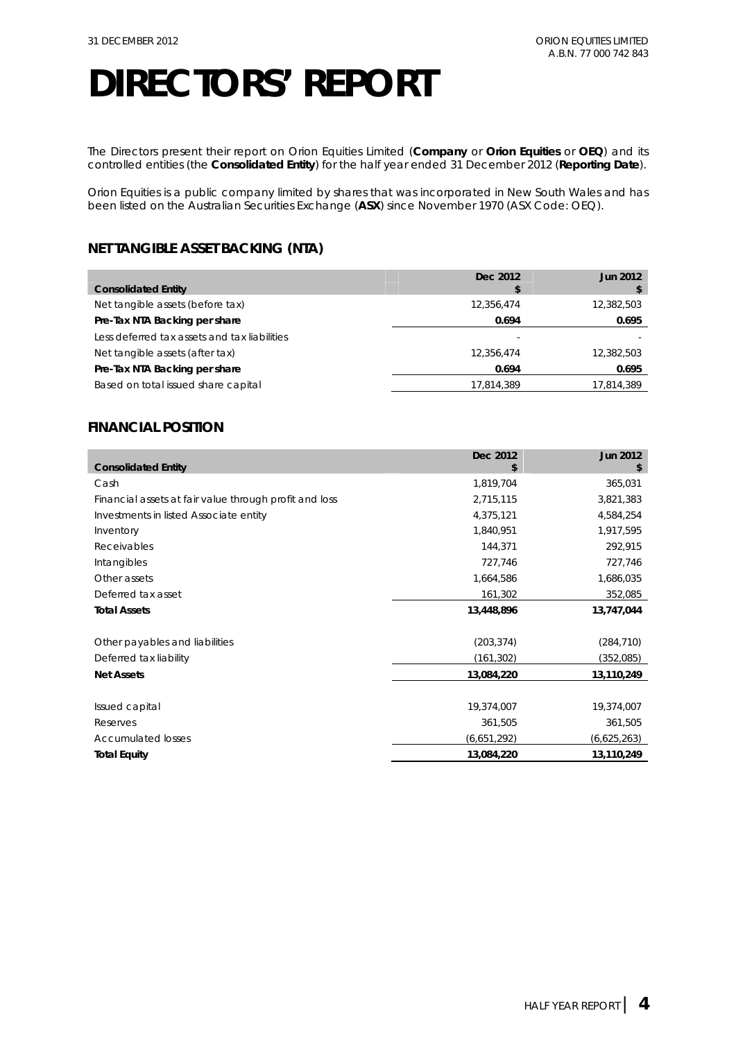# DIRECTORS' REPORT

The Directors present their report on Orion Equities Limited (**Company** or **Orion Equities** or **OEQ**) and its controlled entities (the **Consolidated Entity**) for the half year ended 31 December 2012 (**Reporting Date**).

Orion Equities is a public company limited by shares that was incorporated in New South Wales and has been listed on the Australian Securities Exchange (**ASX**) since November 1970 (ASX Code: OEQ).

## NET TANGIBLE ASSET BACKING (NTA)

| Consolidated Entity | Dec 2012 $ | Jun 2012 $ |
|---|---|---|
| Net tangible assets (before tax) | 12,356,474 | 12,382,503 |
| **Pre-Tax NTA Backing per share** | **0.694** | **0.695** |
| Less deferred tax assets and tax liabilities | - | - |
| Net tangible assets (after tax) | 12,356,474 | 12,382,503 |
| **Pre-Tax NTA Backing per share** | **0.694** | **0.695** |
| Based on total issued share capital | 17,814,389 | 17,814,389 |

## FINANCIAL POSITION

| Consolidated Entity | Dec 2012 $ | Jun 2012 $ |
|---|---|---|
| Cash | 1,819,704 | 365,031 |
| Financial assets at fair value through profit and loss | 2,715,115 | 3,821,383 |
| Investments in listed Associate entity | 4,375,121 | 4,584,254 |
| Inventory | 1,840,951 | 1,917,595 |
| Receivables | 144,371 | 292,915 |
| Intangibles | 727,746 | 727,746 |
| Other assets | 1,664,586 | 1,686,035 |
| Deferred tax asset | 161,302 | 352,085 |
| **Total Assets** | **13,448,896** | **13,747,044** |
| | | |
| Other payables and liabilities | (203,374) | (284,710) |
| Deferred tax liability | (161,302) | (352,085) |
| **Net Assets** | **13,084,220** | **13,110,249** |
| | | |
| Issued capital | 19,374,007 | 19,374,007 |
| Reserves | 361,505 | 361,505 |
| Accumulated losses | (6,651,292) | (6,625,263) |
| **Total Equity** | **13,084,220** | **13,110,249** |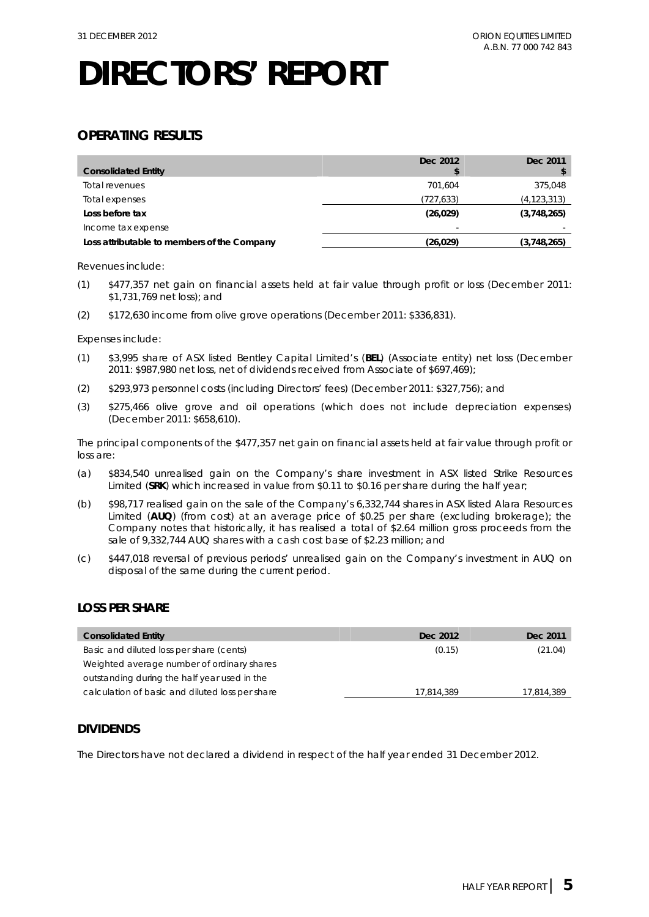# DIRECTORS' REPORT

## OPERATING RESULTS

| Consolidated Entity | Dec 2012 $ | Dec 2011 $ |
|---|---|---|
| Total revenues | 701,604 | 375,048 |
| Total expenses | (727,633) | (4,123,313) |
| **Loss before tax** | **(26,029)** | **(3,748,265)** |
| Income tax expense | - | - |
| **Loss attributable to members of the Company** | **(26,029)** | **(3,748,265)** |

Revenues include:

(1) $477,357 net gain on financial assets held at fair value through profit or loss (December 2011: $1,731,769 net loss); and

(2) $172,630 income from olive grove operations (December 2011: $336,831).

Expenses include:

(1) $3,995 share of ASX listed Bentley Capital Limited's (**BEL**) (Associate entity) net loss (December 2011: $987,980 net loss, net of dividends received from Associate of $697,469);

(2) $293,973 personnel costs (including Directors' fees) (December 2011: $327,756); and

(3) $275,466 olive grove and oil operations (which does not include depreciation expenses) (December 2011: $658,610).

The principal components of the $477,357 net gain on financial assets held at fair value through profit or loss are:

(a) $834,540 unrealised gain on the Company's share investment in ASX listed Strike Resources Limited (**SRK**) which increased in value from $0.11 to $0.16 per share during the half year;

(b) $98,717 realised gain on the sale of the Company's 6,332,744 shares in ASX listed Alara Resources Limited (**AUQ**) (from cost) at an average price of $0.25 per share (excluding brokerage); the Company notes that historically, it has realised a total of $2.64 million gross proceeds from the sale of 9,332,744 AUQ shares with a cash cost base of $2.23 million; and

(c) $447,018 reversal of previous periods' unrealised gain on the Company's investment in AUQ on disposal of the same during the current period.

## LOSS PER SHARE

| Consolidated Entity | Dec 2012 | Dec 2011 |
|---|---|---|
| Basic and diluted loss per share (cents) | (0.15) | (21.04) |
| Weighted average number of ordinary shares outstanding during the half year used in the calculation of basic and diluted loss per share | 17,814,389 | 17,814,389 |

## DIVIDENDS

The Directors have not declared a dividend in respect of the half year ended 31 December 2012.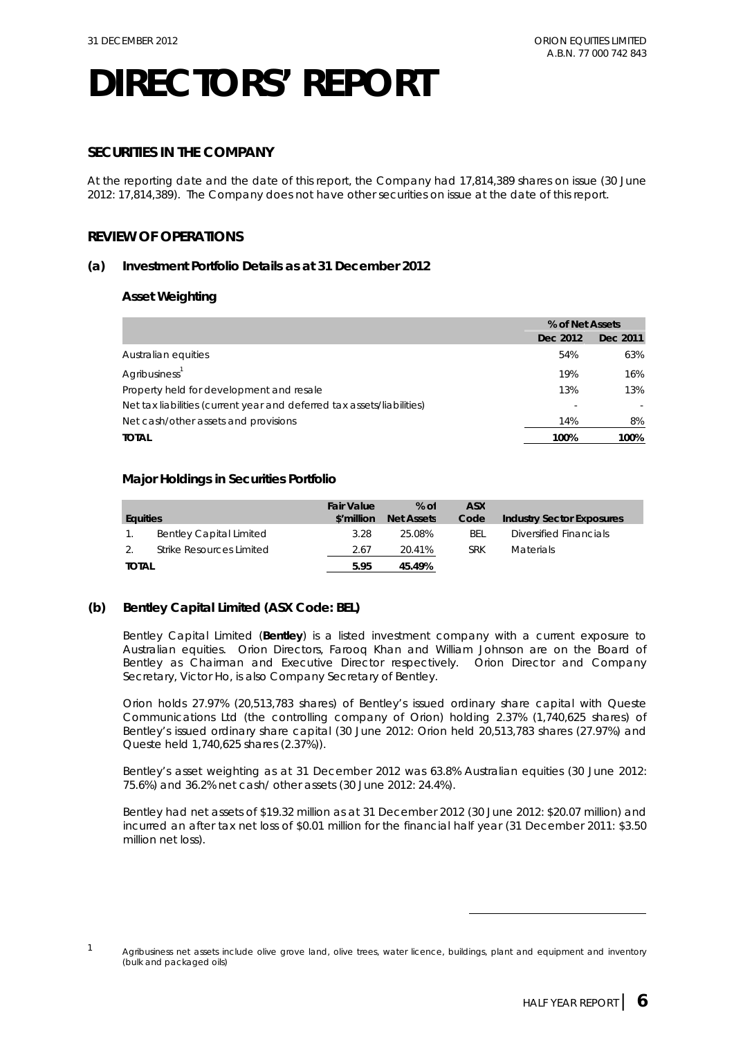# DIRECTORS' REPORT

## SECURITIES IN THE COMPANY

At the reporting date and the date of this report, the Company had 17,814,389 shares on issue (30 June 2012: 17,814,389). The Company does not have other securities on issue at the date of this report.

## REVIEW OF OPERATIONS

### (a) Investment Portfolio Details as at 31 December 2012

#### Asset Weighting

| | % of Net Assets | |
|---|---|---|
| | Dec 2012 | Dec 2011 |
| Australian equities | 54% | 63% |
| Agribusiness[1] | 19% | 16% |
| Property held for development and resale | 13% | 13% |
| Net tax liabilities (current year and deferred tax assets/liabilities) | - | - |
| Net cash/other assets and provisions | 14% | 8% |
| **TOTAL** | **100%** | **100%** |

#### Major Holdings in Securities Portfolio

| Equities | | Fair Value $'million | % of Net Assets | ASX Code | Industry Sector Exposures |
|---|---|---|---|---|---|
| 1. | Bentley Capital Limited | 3.28 | 25.08% | BEL | Diversified Financials |
| 2. | Strike Resources Limited | 2.67 | 20.41% | SRK | Materials |
| **TOTAL** | | **5.95** | **45.49%** | | |

### (b) Bentley Capital Limited (ASX Code: BEL)

Bentley Capital Limited (**Bentley**) is a listed investment company with a current exposure to Australian equities. Orion Directors, Farooq Khan and William Johnson are on the Board of Bentley as Chairman and Executive Director respectively. Orion Director and Company Secretary, Victor Ho, is also Company Secretary of Bentley.

Orion holds 27.97% (20,513,783 shares) of Bentley's issued ordinary share capital with Queste Communications Ltd (the controlling company of Orion) holding 2.37% (1,740,625 shares) of Bentley's issued ordinary share capital (30 June 2012: Orion held 20,513,783 shares (27.97%) and Queste held 1,740,625 shares (2.37%)).

Bentley's asset weighting as at 31 December 2012 was 63.8% Australian equities (30 June 2012: 75.6%) and 36.2% net cash/ other assets (30 June 2012: 24.4%).

Bentley had net assets of $19.32 million as at 31 December 2012 (30 June 2012: $20.07 million) and incurred an after tax net loss of $0.01 million for the financial half year (31 December 2011: $3.50 million net loss).

---

[1] Agribusiness net assets include olive grove land, olive trees, water licence, buildings, plant and equipment and inventory (bulk and packaged oils)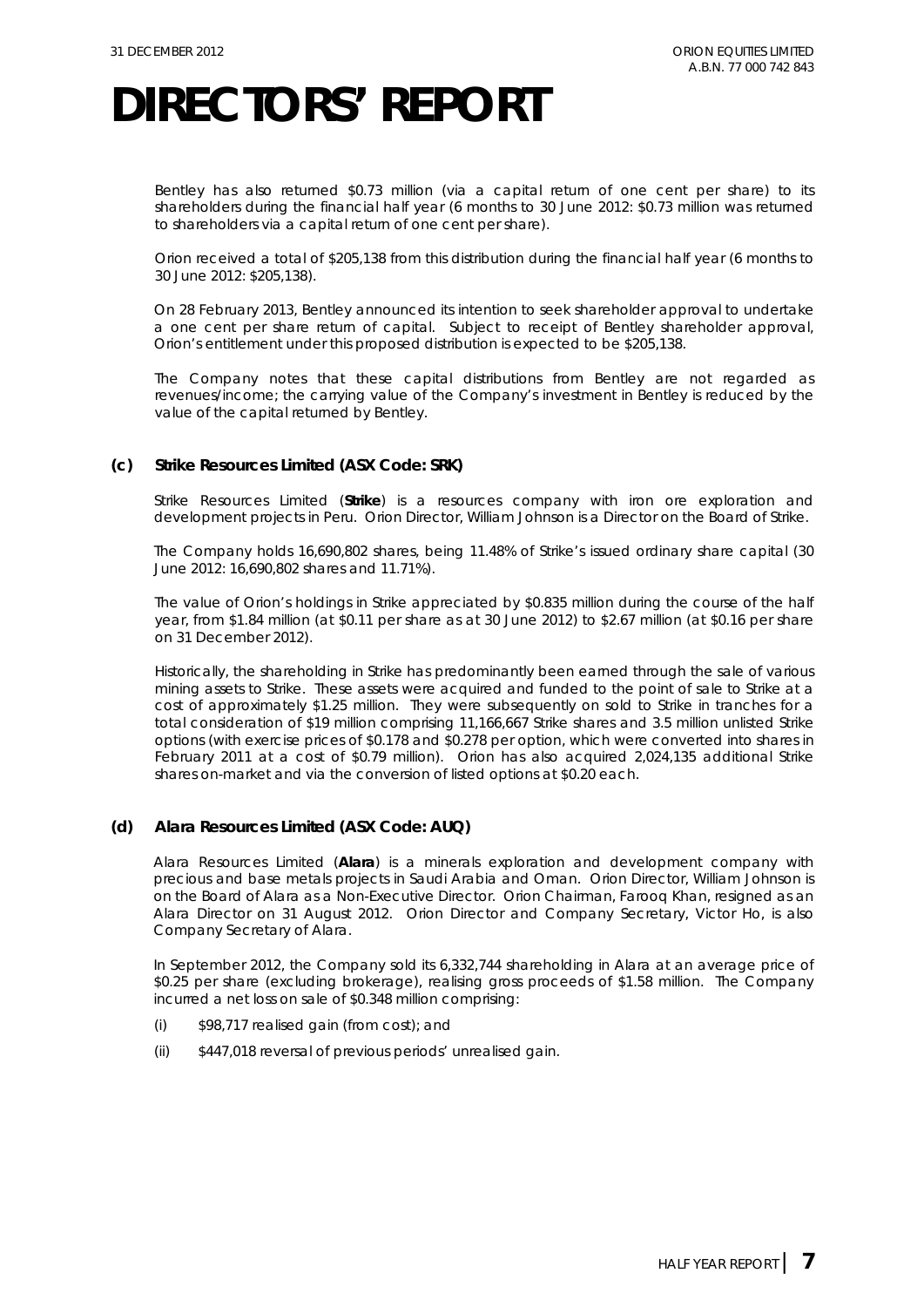# DIRECTORS' REPORT

Bentley has also returned \$0.73 million (via a capital return of one cent per share) to its shareholders during the financial half year (6 months to 30 June 2012: \$0.73 million was returned to shareholders via a capital return of one cent per share).

Orion received a total of \$205,138 from this distribution during the financial half year (6 months to 30 June 2012: \$205,138).

On 28 February 2013, Bentley announced its intention to seek shareholder approval to undertake a one cent per share return of capital. Subject to receipt of Bentley shareholder approval, Orion's entitlement under this proposed distribution is expected to be \$205,138.

The Company notes that these capital distributions from Bentley are not regarded as revenues/income; the carrying value of the Company's investment in Bentley is reduced by the value of the capital returned by Bentley.

### (c) Strike Resources Limited (ASX Code: SRK)

Strike Resources Limited (**Strike**) is a resources company with iron ore exploration and development projects in Peru. Orion Director, William Johnson is a Director on the Board of Strike.

The Company holds 16,690,802 shares, being 11.48% of Strike's issued ordinary share capital (30 June 2012: 16,690,802 shares and 11.71%).

The value of Orion's holdings in Strike appreciated by \$0.835 million during the course of the half year, from \$1.84 million (at \$0.11 per share as at 30 June 2012) to \$2.67 million (at \$0.16 per share on 31 December 2012).

Historically, the shareholding in Strike has predominantly been earned through the sale of various mining assets to Strike. These assets were acquired and funded to the point of sale to Strike at a cost of approximately \$1.25 million. They were subsequently on sold to Strike in tranches for a total consideration of \$19 million comprising 11,166,667 Strike shares and 3.5 million unlisted Strike options (with exercise prices of \$0.178 and \$0.278 per option, which were converted into shares in February 2011 at a cost of \$0.79 million). Orion has also acquired 2,024,135 additional Strike shares on-market and via the conversion of listed options at \$0.20 each.

### (d) Alara Resources Limited (ASX Code: AUQ)

Alara Resources Limited (**Alara**) is a minerals exploration and development company with precious and base metals projects in Saudi Arabia and Oman. Orion Director, William Johnson is on the Board of Alara as a Non-Executive Director. Orion Chairman, Farooq Khan, resigned as an Alara Director on 31 August 2012. Orion Director and Company Secretary, Victor Ho, is also Company Secretary of Alara.

In September 2012, the Company sold its 6,332,744 shareholding in Alara at an average price of \$0.25 per share (excluding brokerage), realising gross proceeds of \$1.58 million. The Company incurred a net loss on sale of \$0.348 million comprising:

(i) \$98,717 realised gain (from cost); and

(ii) \$447,018 reversal of previous periods' unrealised gain.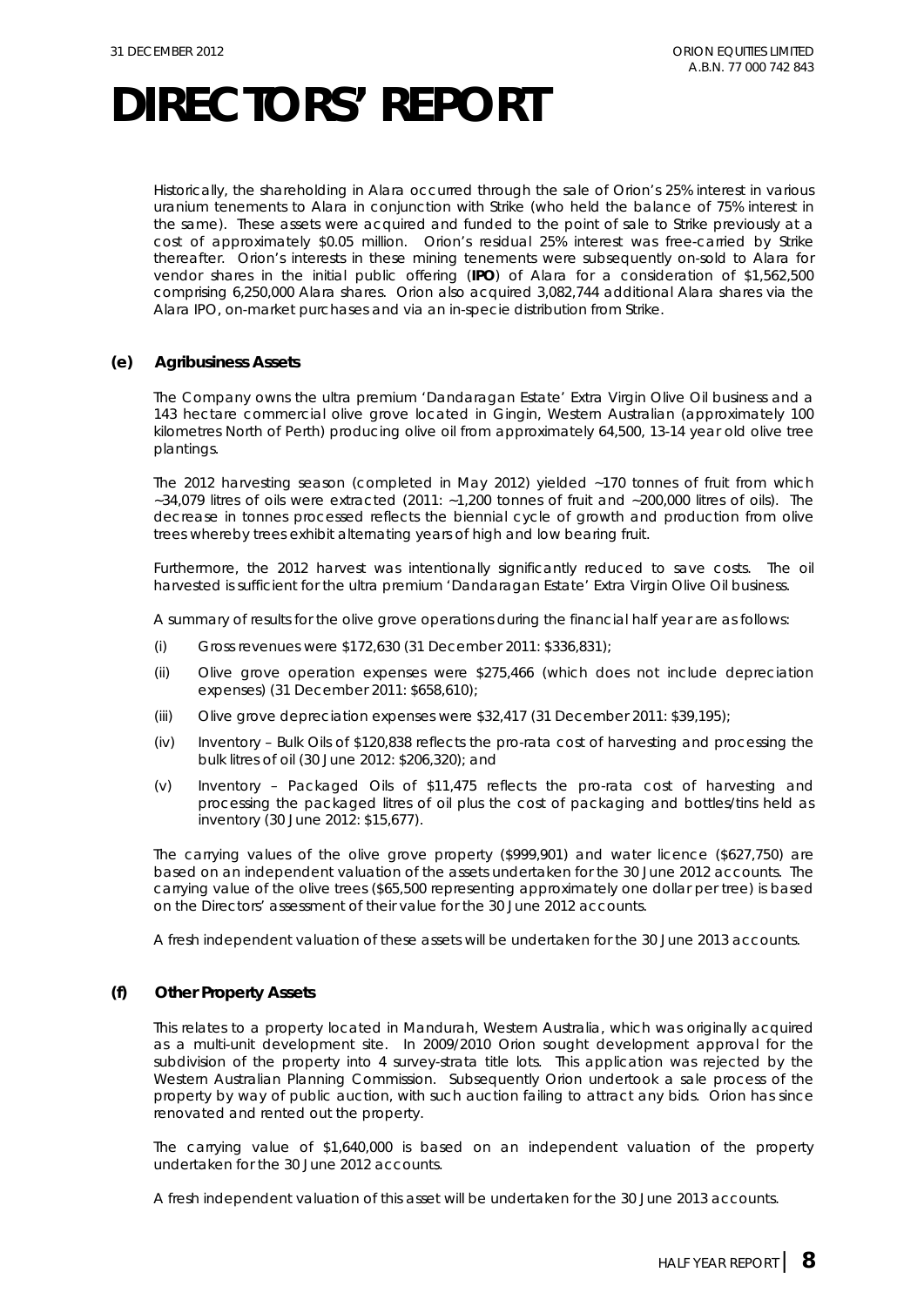# DIRECTORS' REPORT

Historically, the shareholding in Alara occurred through the sale of Orion's 25% interest in various uranium tenements to Alara in conjunction with Strike (who held the balance of 75% interest in the same). These assets were acquired and funded to the point of sale to Strike previously at a cost of approximately $0.05 million. Orion's residual 25% interest was free-carried by Strike thereafter. Orion's interests in these mining tenements were subsequently on-sold to Alara for vendor shares in the initial public offering (**IPO**) of Alara for a consideration of $1,562,500 comprising 6,250,000 Alara shares. Orion also acquired 3,082,744 additional Alara shares via the Alara IPO, on-market purchases and via an in-specie distribution from Strike.

### (e) Agribusiness Assets

The Company owns the ultra premium 'Dandaragan Estate' Extra Virgin Olive Oil business and a 143 hectare commercial olive grove located in Gingin, Western Australian (approximately 100 kilometres North of Perth) producing olive oil from approximately 64,500, 13-14 year old olive tree plantings.

The 2012 harvesting season (completed in May 2012) yielded ~170 tonnes of fruit from which ~34,079 litres of oils were extracted (2011: ~1,200 tonnes of fruit and ~200,000 litres of oils). The decrease in tonnes processed reflects the biennial cycle of growth and production from olive trees whereby trees exhibit alternating years of high and low bearing fruit.

Furthermore, the 2012 harvest was intentionally significantly reduced to save costs. The oil harvested is sufficient for the ultra premium 'Dandaragan Estate' Extra Virgin Olive Oil business.

A summary of results for the olive grove operations during the financial half year are as follows:

(i) Gross revenues were $172,630 (31 December 2011: $336,831);

(ii) Olive grove operation expenses were $275,466 (which does not include depreciation expenses) (31 December 2011: $658,610);

(iii) Olive grove depreciation expenses were $32,417 (31 December 2011: $39,195);

(iv) Inventory – Bulk Oils of $120,838 reflects the pro-rata cost of harvesting and processing the bulk litres of oil (30 June 2012: $206,320); and

(v) Inventory – Packaged Oils of $11,475 reflects the pro-rata cost of harvesting and processing the packaged litres of oil plus the cost of packaging and bottles/tins held as inventory (30 June 2012: $15,677).

The carrying values of the olive grove property ($999,901) and water licence ($627,750) are based on an independent valuation of the assets undertaken for the 30 June 2012 accounts. The carrying value of the olive trees ($65,500 representing approximately one dollar per tree) is based on the Directors' assessment of their value for the 30 June 2012 accounts.

A fresh independent valuation of these assets will be undertaken for the 30 June 2013 accounts.

### (f) Other Property Assets

This relates to a property located in Mandurah, Western Australia, which was originally acquired as a multi-unit development site. In 2009/2010 Orion sought development approval for the subdivision of the property into 4 survey-strata title lots. This application was rejected by the Western Australian Planning Commission. Subsequently Orion undertook a sale process of the property by way of public auction, with such auction failing to attract any bids. Orion has since renovated and rented out the property.

The carrying value of $1,640,000 is based on an independent valuation of the property undertaken for the 30 June 2012 accounts.

A fresh independent valuation of this asset will be undertaken for the 30 June 2013 accounts.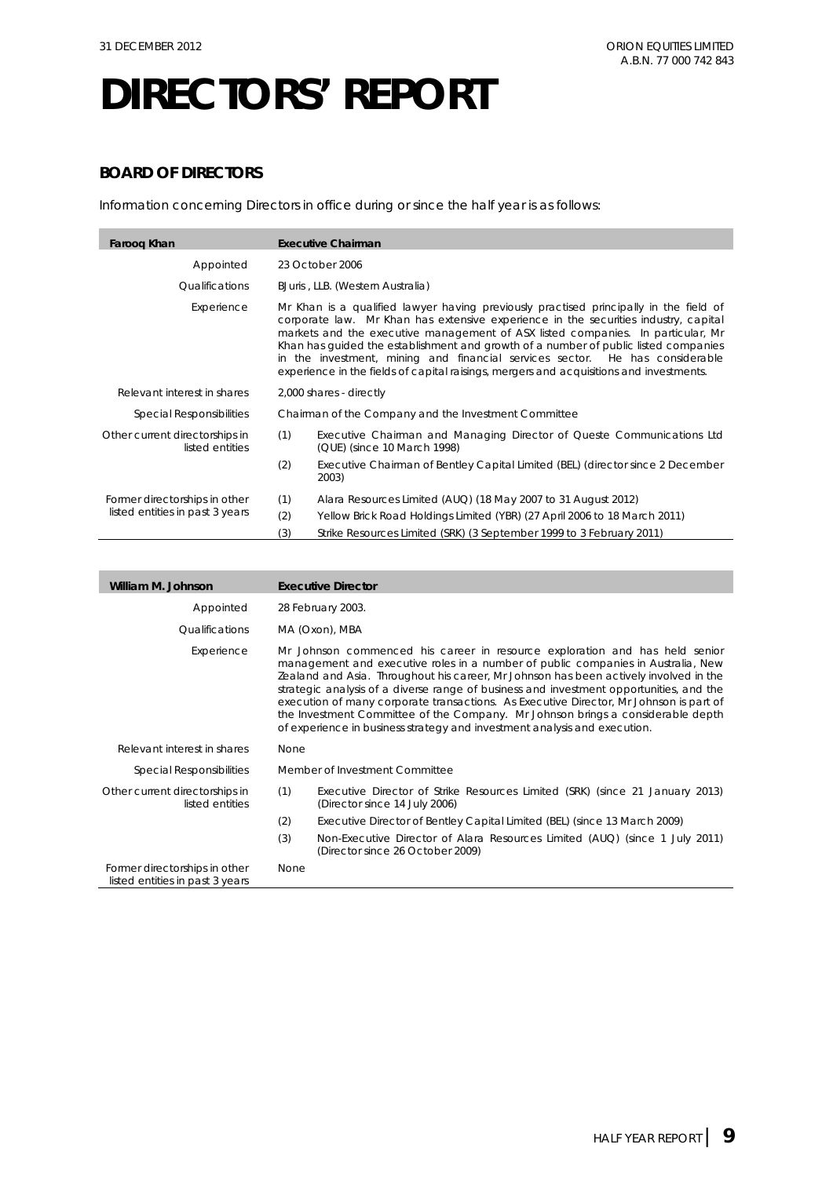# DIRECTORS' REPORT

## BOARD OF DIRECTORS

Information concerning Directors in office during or since the half year is as follows:

| **Farooq Khan** | **Executive Chairman** |
|---|---|
| Appointed | 23 October 2006 |
| Qualifications | BJuris , LLB. (Western Australia) |
| Experience | Mr Khan is a qualified lawyer having previously practised principally in the field of corporate law. Mr Khan has extensive experience in the securities industry, capital markets and the executive management of ASX listed companies. In particular, Mr Khan has guided the establishment and growth of a number of public listed companies in the investment, mining and financial services sector. He has considerable experience in the fields of capital raisings, mergers and acquisitions and investments. |
| Relevant interest in shares | 2,000 shares - directly |
| Special Responsibilities | Chairman of the Company and the Investment Committee |
| Other current directorships in listed entities | (1) Executive Chairman and Managing Director of Queste Communications Ltd (QUE) (since 10 March 1998)<br>(2) Executive Chairman of Bentley Capital Limited (BEL) (director since 2 December 2003) |
| Former directorships in other listed entities in past 3 years | (1) Alara Resources Limited (AUQ) (18 May 2007 to 31 August 2012)<br>(2) Yellow Brick Road Holdings Limited (YBR) (27 April 2006 to 18 March 2011)<br>(3) Strike Resources Limited (SRK) (3 September 1999 to 3 February 2011) |

| **William M. Johnson** | **Executive Director** |
|---|---|
| Appointed | 28 February 2003. |
| Qualifications | MA (Oxon), MBA |
| Experience | Mr Johnson commenced his career in resource exploration and has held senior management and executive roles in a number of public companies in Australia, New Zealand and Asia. Throughout his career, Mr Johnson has been actively involved in the strategic analysis of a diverse range of business and investment opportunities, and the execution of many corporate transactions. As Executive Director, Mr Johnson is part of the Investment Committee of the Company. Mr Johnson brings a considerable depth of experience in business strategy and investment analysis and execution. |
| Relevant interest in shares | None |
| Special Responsibilities | Member of Investment Committee |
| Other current directorships in listed entities | (1) Executive Director of Strike Resources Limited (SRK) (since 21 January 2013) (Director since 14 July 2006)<br>(2) Executive Director of Bentley Capital Limited (BEL) (since 13 March 2009)<br>(3) Non-Executive Director of Alara Resources Limited (AUQ) (since 1 July 2011) (Director since 26 October 2009) |
| Former directorships in other listed entities in past 3 years | None |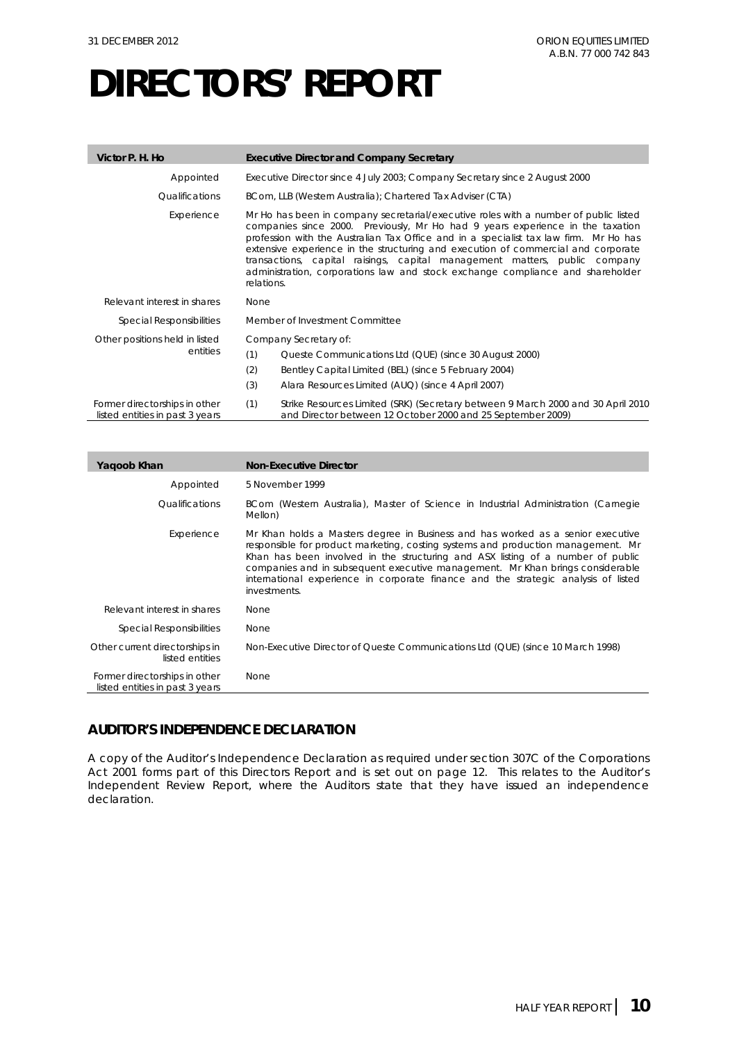# DIRECTORS' REPORT

| Victor P. H. Ho | Executive Director and Company Secretary |
|---|---|
| Appointed | Executive Director since 4 July 2003; Company Secretary since 2 August 2000 |
| Qualifications | BCom, LLB (Western Australia); Chartered Tax Adviser (CTA) |
| Experience | Mr Ho has been in company secretarial/executive roles with a number of public listed companies since 2000. Previously, Mr Ho had 9 years experience in the taxation profession with the Australian Tax Office and in a specialist tax law firm. Mr Ho has extensive experience in the structuring and execution of commercial and corporate transactions, capital raisings, capital management matters, public company administration, corporations law and stock exchange compliance and shareholder relations. |
| Relevant interest in shares | None |
| Special Responsibilities | Member of Investment Committee |
| Other positions held in listed entities | Company Secretary of:<br>(1) Queste Communications Ltd (QUE) (since 30 August 2000)<br>(2) Bentley Capital Limited (BEL) (since 5 February 2004)<br>(3) Alara Resources Limited (AUQ) (since 4 April 2007) |
| Former directorships in other listed entities in past 3 years | (1) Strike Resources Limited (SRK) (Secretary between 9 March 2000 and 30 April 2010 and Director between 12 October 2000 and 25 September 2009) |

| Yaqoob Khan | Non-Executive Director |
|---|---|
| Appointed | 5 November 1999 |
| Qualifications | BCom (Western Australia), Master of Science in Industrial Administration (Carnegie Mellon) |
| Experience | Mr Khan holds a Masters degree in Business and has worked as a senior executive responsible for product marketing, costing systems and production management. Mr Khan has been involved in the structuring and ASX listing of a number of public companies and in subsequent executive management. Mr Khan brings considerable international experience in corporate finance and the strategic analysis of listed investments. |
| Relevant interest in shares | None |
| Special Responsibilities | None |
| Other current directorships in listed entities | Non-Executive Director of Queste Communications Ltd (QUE) (since 10 March 1998) |
| Former directorships in other listed entities in past 3 years | None |

## AUDITOR'S INDEPENDENCE DECLARATION

A copy of the Auditor's Independence Declaration as required under section 307C of the Corporations Act 2001 forms part of this Directors Report and is set out on page 12. This relates to the Auditor's Independent Review Report, where the Auditors state that they have issued an independence declaration.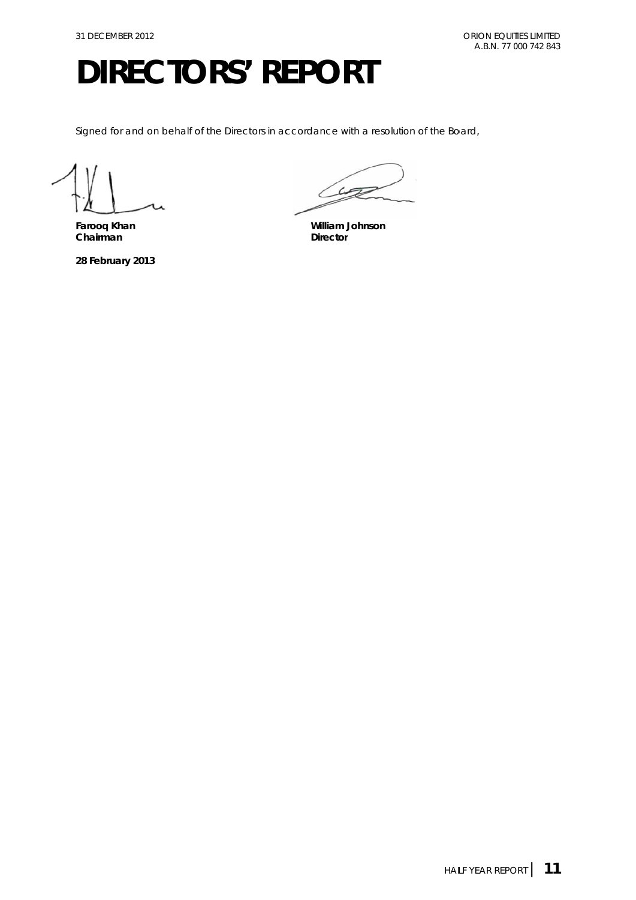# DIRECTORS' REPORT

*Signed for and on behalf of the Directors in accordance with a resolution of the Board,*

**Farooq Khan**
**Chairman**

**William Johnson**
**Director**

**28 February 2013**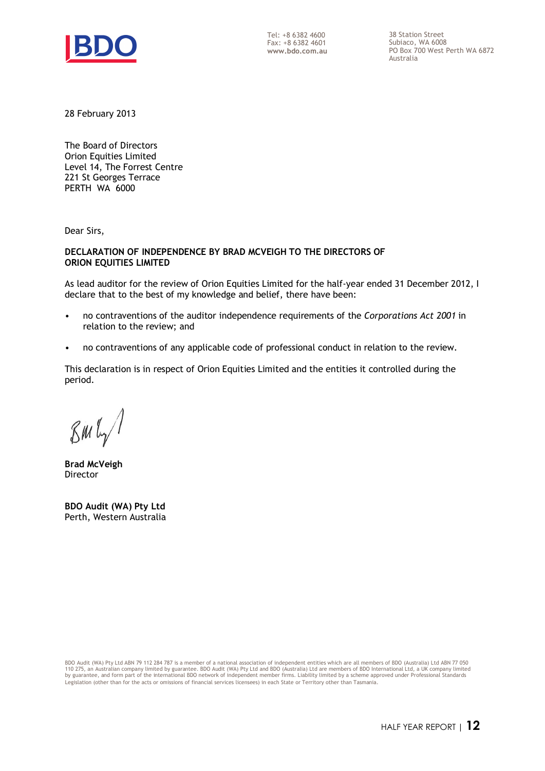Tel: +8 6382 4600
Fax: +8 6382 4601
**www.bdo.com.au**

38 Station Street
Subiaco, WA 6008
PO Box 700 West Perth WA 6872
Australia

28 February 2013

The Board of Directors
Orion Equities Limited
Level 14, The Forrest Centre
221 St Georges Terrace
PERTH WA 6000

Dear Sirs,

**DECLARATION OF INDEPENDENCE BY BRAD MCVEIGH TO THE DIRECTORS OF ORION EQUITIES LIMITED**

As lead auditor for the review of Orion Equities Limited for the half-year ended 31 December 2012, I declare that to the best of my knowledge and belief, there have been:

- no contraventions of the auditor independence requirements of the *Corporations Act 2001* in relation to the review; and
- no contraventions of any applicable code of professional conduct in relation to the review.

This declaration is in respect of Orion Equities Limited and the entities it controlled during the period.

**Brad McVeigh**
Director

**BDO Audit (WA) Pty Ltd**
Perth, Western Australia

BDO Audit (WA) Pty Ltd ABN 79 112 284 787 is a member of a national association of independent entities which are all members of BDO (Australia) Ltd ABN 77 050 110 275, an Australian company limited by guarantee. BDO Audit (WA) Pty Ltd and BDO (Australia) Ltd are members of BDO International Ltd, a UK company limited by guarantee, and form part of the international BDO network of independent member firms. Liability limited by a scheme approved under Professional Standards Legislation (other than for the acts or omissions of financial services licensees) in each State or Territory other than Tasmania.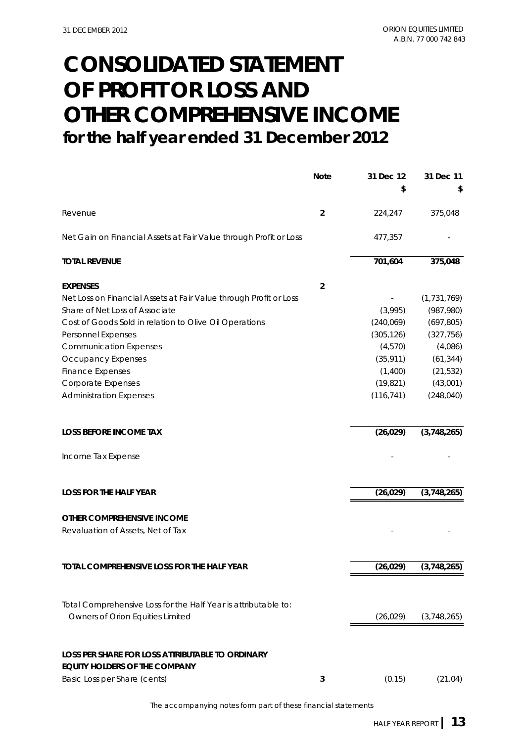# CONSOLIDATED STATEMENT OF PROFIT OR LOSS AND OTHER COMPREHENSIVE INCOME

## for the half year ended 31 December 2012

| | Note | 31 Dec 12 | 31 Dec 11 |
|---|---|---|---|
| | | $ | $ |
| Revenue | 2 | 224,247 | 375,048 |
| Net Gain on Financial Assets at Fair Value through Profit or Loss | | 477,357 | - |
| **TOTAL REVENUE** | | **701,604** | **375,048** |
| **EXPENSES** | 2 | | |
| Net Loss on Financial Assets at Fair Value through Profit or Loss | | - | (1,731,769) |
| Share of Net Loss of Associate | | (3,995) | (987,980) |
| Cost of Goods Sold in relation to Olive Oil Operations | | (240,069) | (697,805) |
| Personnel Expenses | | (305,126) | (327,756) |
| Communication Expenses | | (4,570) | (4,086) |
| Occupancy Expenses | | (35,911) | (61,344) |
| Finance Expenses | | (1,400) | (21,532) |
| Corporate Expenses | | (19,821) | (43,001) |
| Administration Expenses | | (116,741) | (248,040) |
| **LOSS BEFORE INCOME TAX** | | **(26,029)** | **(3,748,265)** |
| Income Tax Expense | | - | - |
| **LOSS FOR THE HALF YEAR** | | **(26,029)** | **(3,748,265)** |
| **OTHER COMPREHENSIVE INCOME** | | | |
| Revaluation of Assets, Net of Tax | | - | - |
| **TOTAL COMPREHENSIVE LOSS FOR THE HALF YEAR** | | **(26,029)** | **(3,748,265)** |
| Total Comprehensive Loss for the Half Year is attributable to: | | | |
| Owners of Orion Equities Limited | | (26,029) | (3,748,265) |
| **LOSS PER SHARE FOR LOSS ATTRIBUTABLE TO ORDINARY EQUITY HOLDERS OF THE COMPANY** | | | |
| Basic Loss per Share (cents) | 3 | (0.15) | (21.04) |

The accompanying notes form part of these financial statements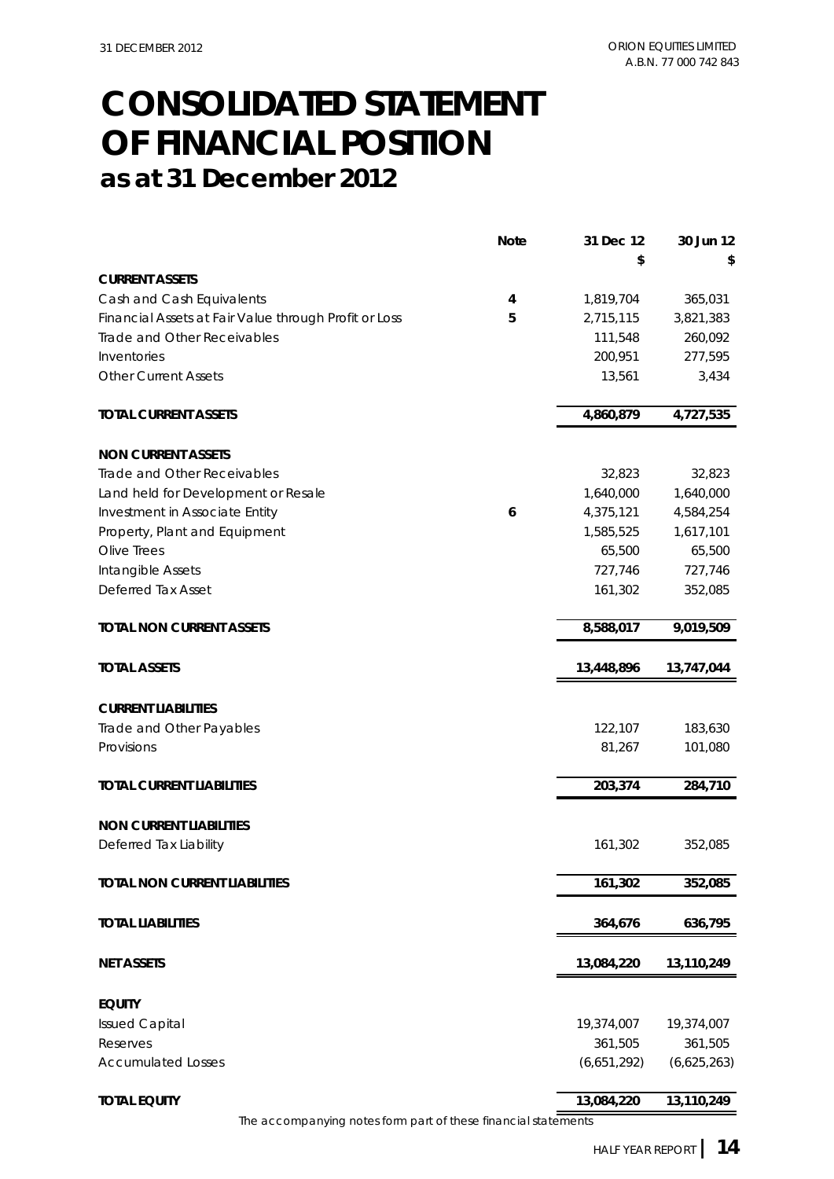# CONSOLIDATED STATEMENT OF FINANCIAL POSITION
## as at 31 December 2012

| | Note | 31 Dec 12 | 30 Jun 12 |
|---|---|---|---|
| | | $ | $ |
| **CURRENT ASSETS** | | | |
| Cash and Cash Equivalents | 4 | 1,819,704 | 365,031 |
| Financial Assets at Fair Value through Profit or Loss | 5 | 2,715,115 | 3,821,383 |
| Trade and Other Receivables | | 111,548 | 260,092 |
| Inventories | | 200,951 | 277,595 |
| Other Current Assets | | 13,561 | 3,434 |
| **TOTAL CURRENT ASSETS** | | **4,860,879** | **4,727,535** |
| **NON CURRENT ASSETS** | | | |
| Trade and Other Receivables | | 32,823 | 32,823 |
| Land held for Development or Resale | | 1,640,000 | 1,640,000 |
| Investment in Associate Entity | 6 | 4,375,121 | 4,584,254 |
| Property, Plant and Equipment | | 1,585,525 | 1,617,101 |
| Olive Trees | | 65,500 | 65,500 |
| Intangible Assets | | 727,746 | 727,746 |
| Deferred Tax Asset | | 161,302 | 352,085 |
| **TOTAL NON CURRENT ASSETS** | | **8,588,017** | **9,019,509** |
| **TOTAL ASSETS** | | **13,448,896** | **13,747,044** |
| **CURRENT LIABILITIES** | | | |
| Trade and Other Payables | | 122,107 | 183,630 |
| Provisions | | 81,267 | 101,080 |
| **TOTAL CURRENT LIABILITIES** | | **203,374** | **284,710** |
| **NON CURRENT LIABILITIES** | | | |
| Deferred Tax Liability | | 161,302 | 352,085 |
| **TOTAL NON CURRENT LIABILITIES** | | **161,302** | **352,085** |
| **TOTAL LIABILITIES** | | **364,676** | **636,795** |
| **NET ASSETS** | | **13,084,220** | **13,110,249** |
| **EQUITY** | | | |
| Issued Capital | | 19,374,007 | 19,374,007 |
| Reserves | | 361,505 | 361,505 |
| Accumulated Losses | | (6,651,292) | (6,625,263) |
| **TOTAL EQUITY** | | **13,084,220** | **13,110,249** |

The accompanying notes form part of these financial statements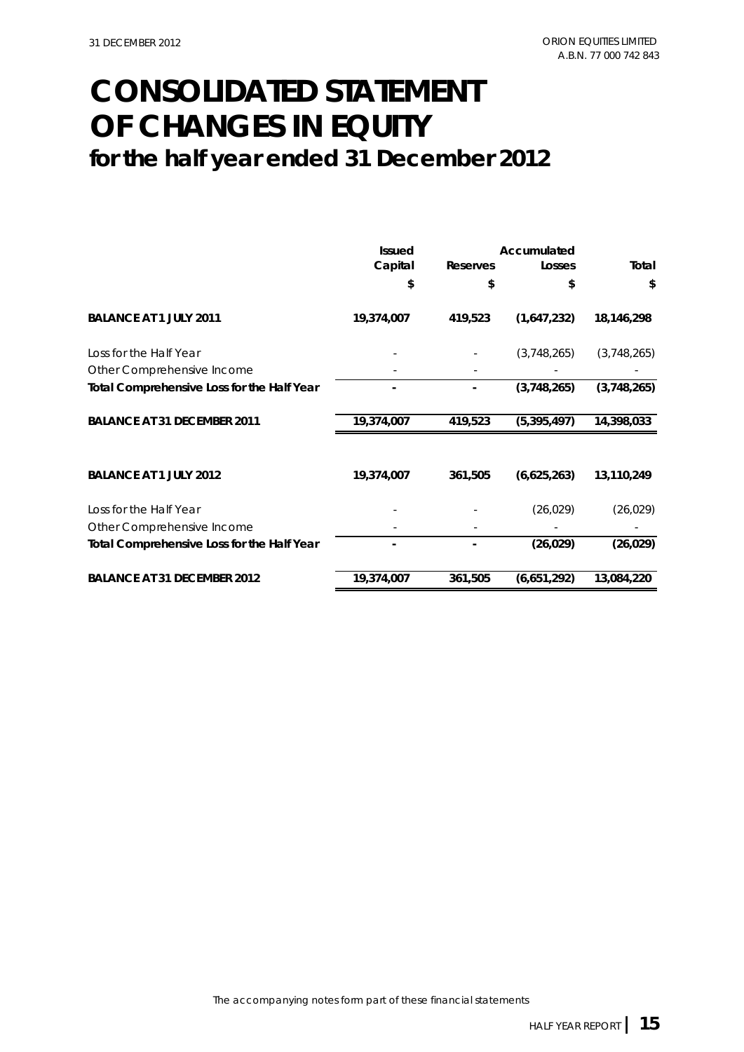# CONSOLIDATED STATEMENT OF CHANGES IN EQUITY

## for the half year ended 31 December 2012

| | Issued Capital | Reserves | Accumulated Losses | Total |
|---|---|---|---|---|
| | $ | $ | $ | $ |
| **BALANCE AT 1 JULY 2011** | **19,374,007** | **419,523** | **(1,647,232)** | **18,146,298** |
| Loss for the Half Year | - | - | (3,748,265) | (3,748,265) |
| Other Comprehensive Income | - | - | - | - |
| **Total Comprehensive Loss for the Half Year** | **-** | **-** | **(3,748,265)** | **(3,748,265)** |
| **BALANCE AT 31 DECEMBER 2011** | **19,374,007** | **419,523** | **(5,395,497)** | **14,398,033** |
| | | | | |
| **BALANCE AT 1 JULY 2012** | **19,374,007** | **361,505** | **(6,625,263)** | **13,110,249** |
| Loss for the Half Year | - | - | (26,029) | (26,029) |
| Other Comprehensive Income | - | - | - | - |
| **Total Comprehensive Loss for the Half Year** | **-** | **-** | **(26,029)** | **(26,029)** |
| **BALANCE AT 31 DECEMBER 2012** | **19,374,007** | **361,505** | **(6,651,292)** | **13,084,220** |

The accompanying notes form part of these financial statements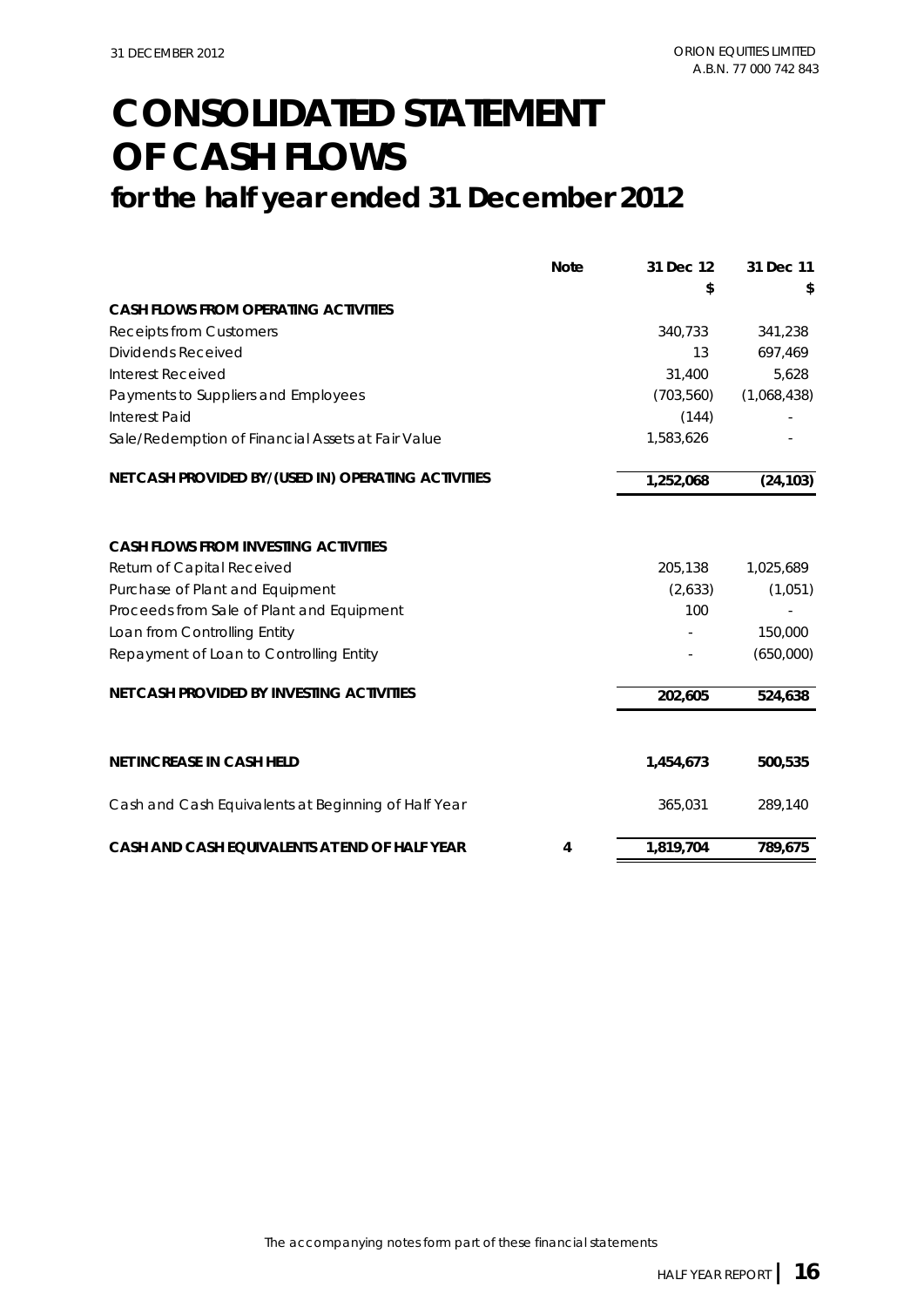# CONSOLIDATED STATEMENT OF CASH FLOWS

## for the half year ended 31 December 2012

| | Note | 31 Dec 12 | 31 Dec 11 |
|---|---|---|---|
| | | $ | $ |
| **CASH FLOWS FROM OPERATING ACTIVITIES** | | | |
| Receipts from Customers | | 340,733 | 341,238 |
| Dividends Received | | 13 | 697,469 |
| Interest Received | | 31,400 | 5,628 |
| Payments to Suppliers and Employees | | (703,560) | (1,068,438) |
| Interest Paid | | (144) | - |
| Sale/Redemption of Financial Assets at Fair Value | | 1,583,626 | - |
| **NET CASH PROVIDED BY/(USED IN) OPERATING ACTIVITIES** | | **1,252,068** | **(24,103)** |
| | | | |
| **CASH FLOWS FROM INVESTING ACTIVITIES** | | | |
| Return of Capital Received | | 205,138 | 1,025,689 |
| Purchase of Plant and Equipment | | (2,633) | (1,051) |
| Proceeds from Sale of Plant and Equipment | | 100 | - |
| Loan from Controlling Entity | | - | 150,000 |
| Repayment of Loan to Controlling Entity | | - | (650,000) |
| **NET CASH PROVIDED BY INVESTING ACTIVITIES** | | **202,605** | **524,638** |
| | | | |
| **NET INCREASE IN CASH HELD** | | **1,454,673** | **500,535** |
| | | | |
| Cash and Cash Equivalents at Beginning of Half Year | | 365,031 | 289,140 |
| | | | |
| **CASH AND CASH EQUIVALENTS AT END OF HALF YEAR** | 4 | **1,819,704** | **789,675** |

The accompanying notes form part of these financial statements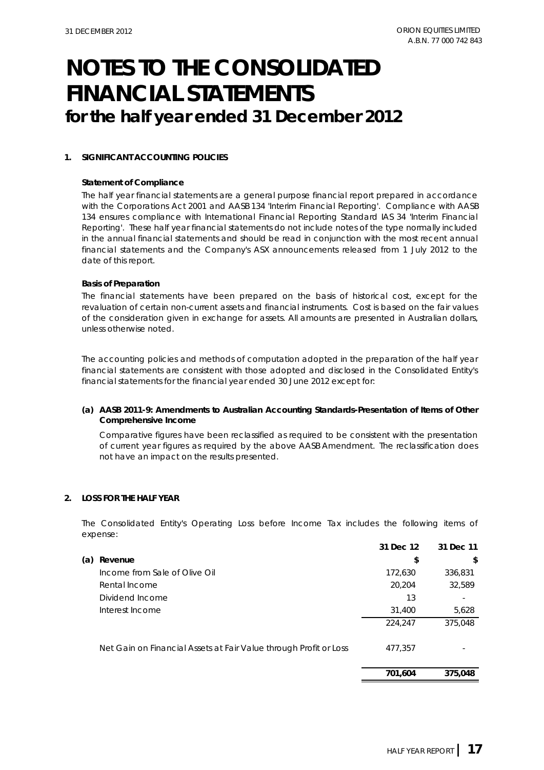# NOTES TO THE CONSOLIDATED FINANCIAL STATEMENTS
## for the half year ended 31 December 2012

### 1. SIGNIFICANT ACCOUNTING POLICIES

**Statement of Compliance**

The half year financial statements are a general purpose financial report prepared in accordance with the Corporations Act 2001 and AASB 134 'Interim Financial Reporting'. Compliance with AASB 134 ensures compliance with International Financial Reporting Standard IAS 34 'Interim Financial Reporting'. These half year financial statements do not include notes of the type normally included in the annual financial statements and should be read in conjunction with the most recent annual financial statements and the Company's ASX announcements released from 1 July 2012 to the date of this report.

**Basis of Preparation**

The financial statements have been prepared on the basis of historical cost, except for the revaluation of certain non-current assets and financial instruments. Cost is based on the fair values of the consideration given in exchange for assets. All amounts are presented in Australian dollars, unless otherwise noted.

The accounting policies and methods of computation adopted in the preparation of the half year financial statements are consistent with those adopted and disclosed in the Consolidated Entity's financial statements for the financial year ended 30 June 2012 except for:

**(a) AASB 2011-9: Amendments to Australian Accounting Standards-Presentation of Items of Other Comprehensive Income**

Comparative figures have been reclassified as required to be consistent with the presentation of current year figures as required by the above AASB Amendment. The reclassification does not have an impact on the results presented.

### 2. LOSS FOR THE HALF YEAR

The Consolidated Entity's Operating Loss before Income Tax includes the following items of expense:

| | 31 Dec 12 | 31 Dec 11 |
|---|---|---|
| **(a) Revenue** | **$** | **$** |
| Income from Sale of Olive Oil | 172,630 | 336,831 |
| Rental Income | 20,204 | 32,589 |
| Dividend Income | 13 | - |
| Interest Income | 31,400 | 5,628 |
| | 224,247 | 375,048 |
| Net Gain on Financial Assets at Fair Value through Profit or Loss | 477,357 | - |
| | **701,604** | **375,048** |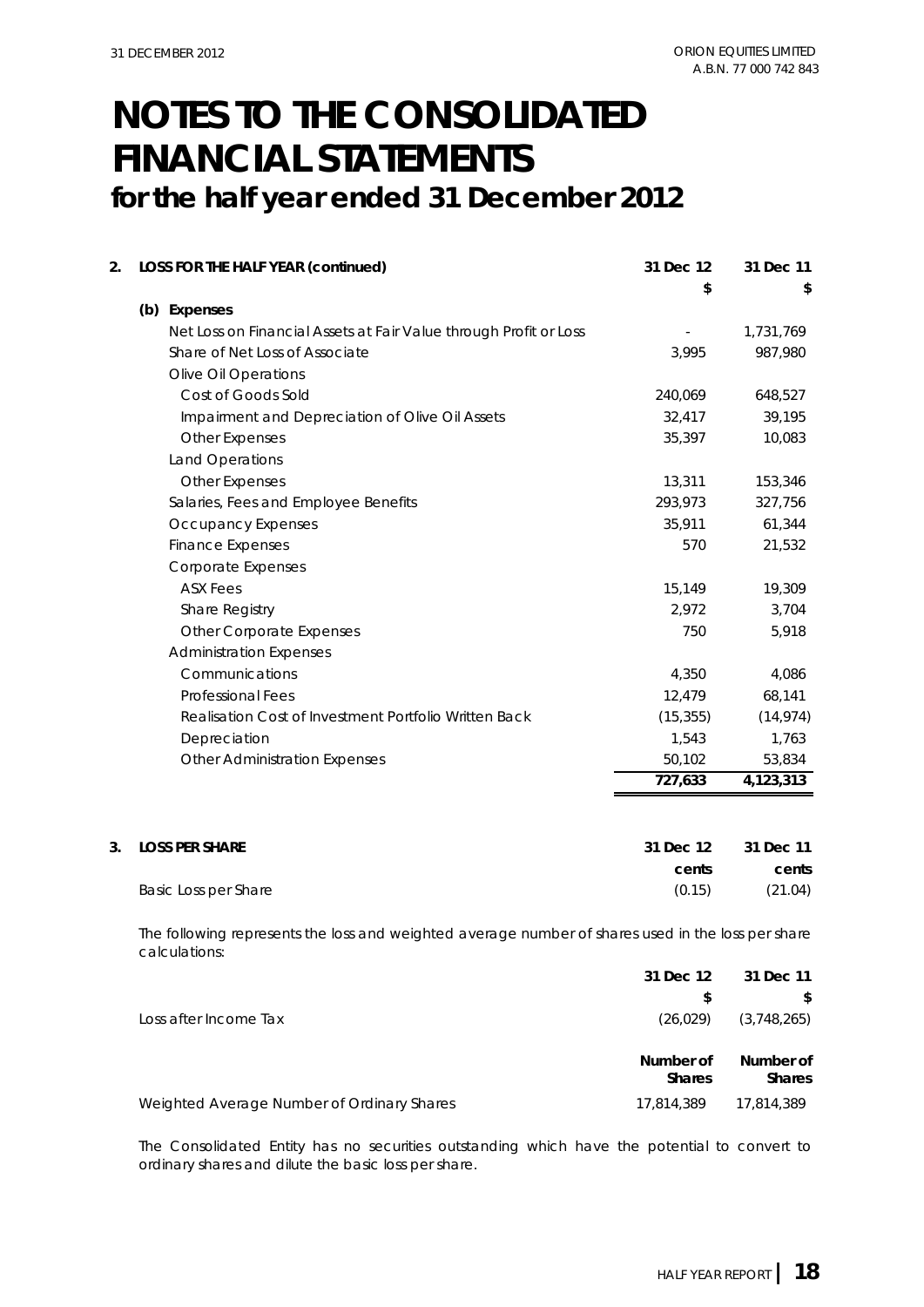# NOTES TO THE CONSOLIDATED FINANCIAL STATEMENTS

## for the half year ended 31 December 2012

**2. LOSS FOR THE HALF YEAR (continued)**

| | 31 Dec 12 | 31 Dec 11 |
|---|---|---|
| | $ | $ |
| **(b) Expenses** | | |
| Net Loss on Financial Assets at Fair Value through Profit or Loss | - | 1,731,769 |
| Share of Net Loss of Associate | 3,995 | 987,980 |
| Olive Oil Operations | | |
| Cost of Goods Sold | 240,069 | 648,527 |
| Impairment and Depreciation of Olive Oil Assets | 32,417 | 39,195 |
| Other Expenses | 35,397 | 10,083 |
| Land Operations | | |
| Other Expenses | 13,311 | 153,346 |
| Salaries, Fees and Employee Benefits | 293,973 | 327,756 |
| Occupancy Expenses | 35,911 | 61,344 |
| Finance Expenses | 570 | 21,532 |
| Corporate Expenses | | |
| ASX Fees | 15,149 | 19,309 |
| Share Registry | 2,972 | 3,704 |
| Other Corporate Expenses | 750 | 5,918 |
| Administration Expenses | | |
| Communications | 4,350 | 4,086 |
| Professional Fees | 12,479 | 68,141 |
| Realisation Cost of Investment Portfolio Written Back | (15,355) | (14,974) |
| Depreciation | 1,543 | 1,763 |
| Other Administration Expenses | 50,102 | 53,834 |
| | **727,633** | **4,123,313** |

**3. LOSS PER SHARE**

| | 31 Dec 12 | 31 Dec 11 |
|---|---|---|
| | cents | cents |
| Basic Loss per Share | (0.15) | (21.04) |

The following represents the loss and weighted average number of shares used in the loss per share calculations:

| | 31 Dec 12 | 31 Dec 11 |
|---|---|---|
| | $ | $ |
| Loss after Income Tax | (26,029) | (3,748,265) |
| | **Number of Shares** | **Number of Shares** |
| Weighted Average Number of Ordinary Shares | 17,814,389 | 17,814,389 |

The Consolidated Entity has no securities outstanding which have the potential to convert to ordinary shares and dilute the basic loss per share.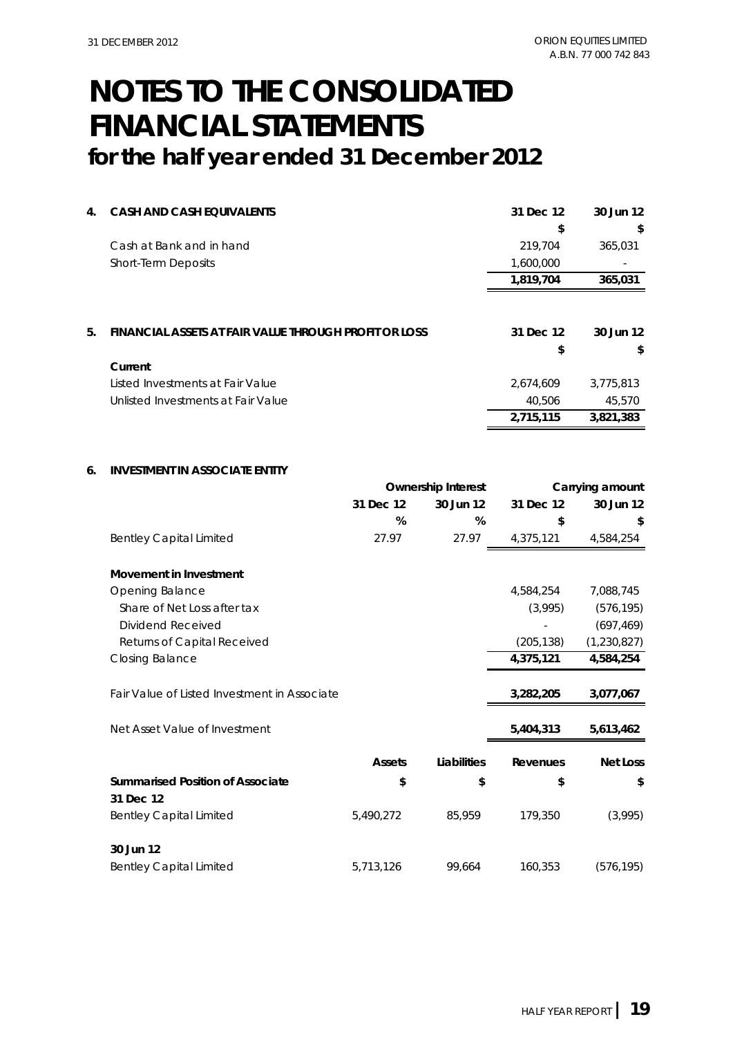# NOTES TO THE CONSOLIDATED FINANCIAL STATEMENTS

## for the half year ended 31 December 2012

### 4. CASH AND CASH EQUIVALENTS

| | 31 Dec 12 | 30 Jun 12 |
|---|---|---|
| | $ | $ |
| Cash at Bank and in hand | 219,704 | 365,031 |
| Short-Term Deposits | 1,600,000 | - |
| | **1,819,704** | **365,031** |

### 5. FINANCIAL ASSETS AT FAIR VALUE THROUGH PROFIT OR LOSS

| | 31 Dec 12 | 30 Jun 12 |
|---|---|---|
| | $ | $ |
| **Current** | | |
| Listed Investments at Fair Value | 2,674,609 | 3,775,813 |
| Unlisted Investments at Fair Value | 40,506 | 45,570 |
| | **2,715,115** | **3,821,383** |

### 6. INVESTMENT IN ASSOCIATE ENTITY

| | Ownership Interest | | Carrying amount | |
|---|---|---|---|---|
| | 31 Dec 12 | 30 Jun 12 | 31 Dec 12 | 30 Jun 12 |
| | % | % | $ | $ |
| Bentley Capital Limited | 27.97 | 27.97 | 4,375,121 | 4,584,254 |

| | 31 Dec 12 | 30 Jun 12 |
|---|---|---|
| **Movement in Investment** | | |
| Opening Balance | 4,584,254 | 7,088,745 |
| Share of Net Loss after tax | (3,995) | (576,195) |
| Dividend Received | - | (697,469) |
| Returns of Capital Received | (205,138) | (1,230,827) |
| Closing Balance | **4,375,121** | **4,584,254** |
| Fair Value of Listed Investment in Associate | **3,282,205** | **3,077,067** |
| Net Asset Value of Investment | **5,404,313** | **5,613,462** |

| | Assets | Liabilities | Revenues | Net Loss |
|---|---|---|---|---|
| **Summarised Position of Associate** | $ | $ | $ | $ |
| **31 Dec 12** | | | | |
| Bentley Capital Limited | 5,490,272 | 85,959 | 179,350 | (3,995) |
| **30 Jun 12** | | | | |
| Bentley Capital Limited | 5,713,126 | 99,664 | 160,353 | (576,195) |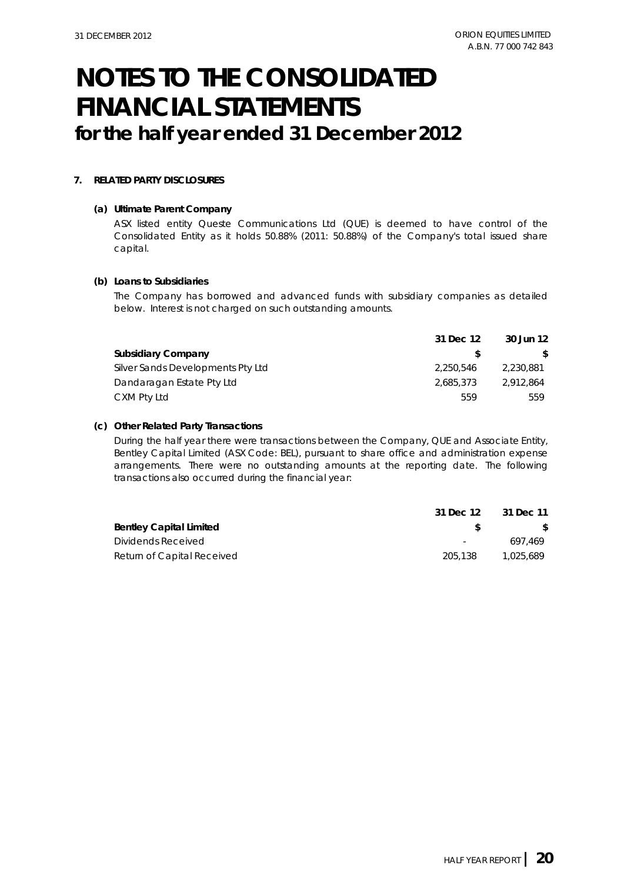# NOTES TO THE CONSOLIDATED FINANCIAL STATEMENTS
## for the half year ended 31 December 2012

### 7. RELATED PARTY DISCLOSURES

**(a) Ultimate Parent Company**

ASX listed entity Queste Communications Ltd (QUE) is deemed to have control of the Consolidated Entity as it holds 50.88% (2011: 50.88%) of the Company's total issued share capital.

**(b) Loans to Subsidiaries**

The Company has borrowed and advanced funds with subsidiary companies as detailed below. Interest is not charged on such outstanding amounts.

| | 31 Dec 12 | 30 Jun 12 |
|---|---|---|
| **Subsidiary Company** | **$** | **$** |
| Silver Sands Developments Pty Ltd | 2,250,546 | 2,230,881 |
| Dandaragan Estate Pty Ltd | 2,685,373 | 2,912,864 |
| CXM Pty Ltd | 559 | 559 |

**(c) Other Related Party Transactions**

During the half year there were transactions between the Company, QUE and Associate Entity, Bentley Capital Limited (ASX Code: BEL), pursuant to share office and administration expense arrangements. There were no outstanding amounts at the reporting date. The following transactions also occurred during the financial year:

| | 31 Dec 12 | 31 Dec 11 |
|---|---|---|
| **Bentley Capital Limited** | **$** | **$** |
| Dividends Received | - | 697,469 |
| Return of Capital Received | 205,138 | 1,025,689 |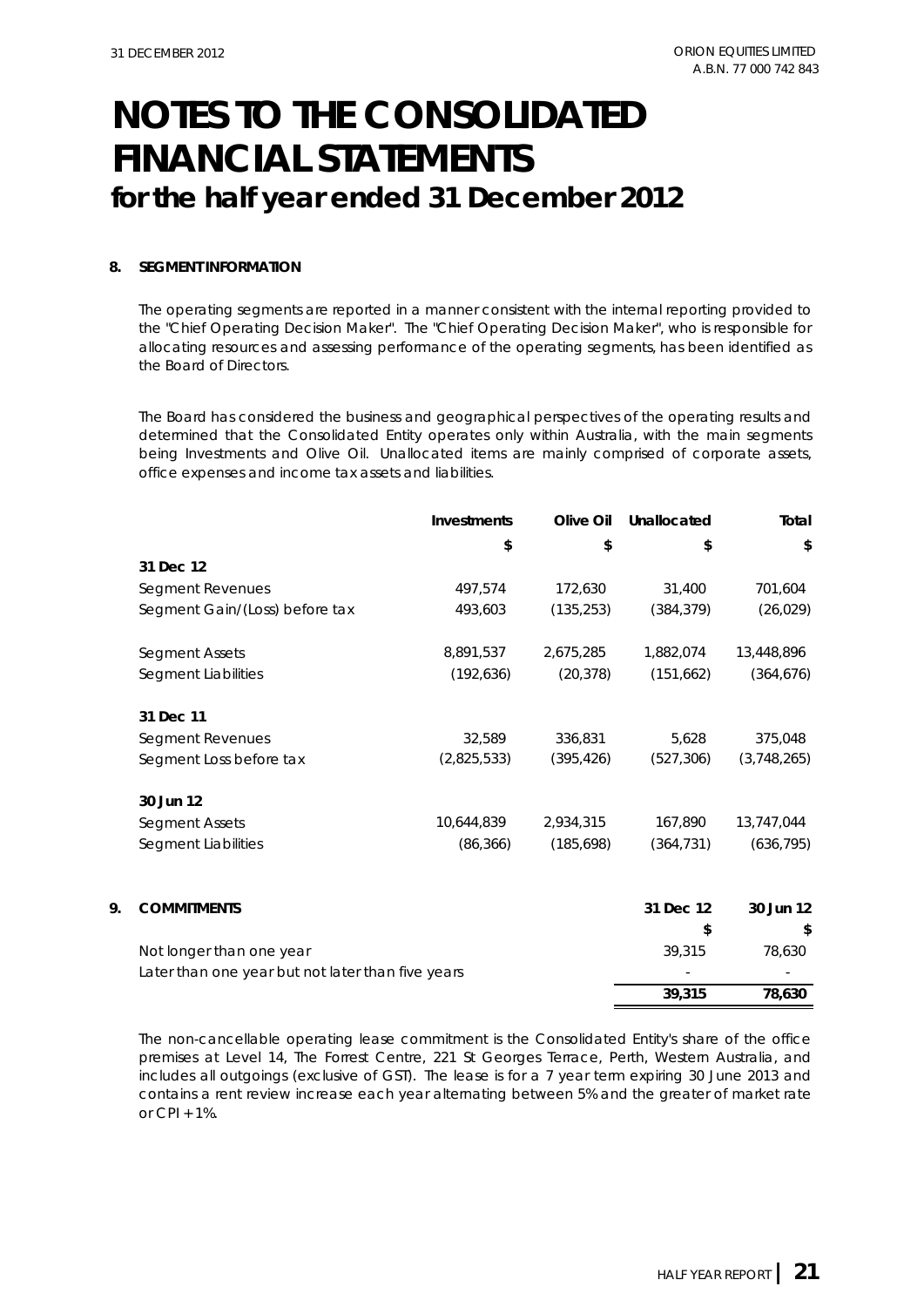# NOTES TO THE CONSOLIDATED FINANCIAL STATEMENTS

## for the half year ended 31 December 2012

### 8. SEGMENT INFORMATION

The operating segments are reported in a manner consistent with the internal reporting provided to the "Chief Operating Decision Maker". The "Chief Operating Decision Maker", who is responsible for allocating resources and assessing performance of the operating segments, has been identified as the Board of Directors.

The Board has considered the business and geographical perspectives of the operating results and determined that the Consolidated Entity operates only within Australia, with the main segments being Investments and Olive Oil. Unallocated items are mainly comprised of corporate assets, office expenses and income tax assets and liabilities.

| | Investments | Olive Oil | Unallocated | Total |
|---|---|---|---|---|
| | $ | $ | $ | $ |
| **31 Dec 12** | | | | |
| Segment Revenues | 497,574 | 172,630 | 31,400 | 701,604 |
| Segment Gain/(Loss) before tax | 493,603 | (135,253) | (384,379) | (26,029) |
| Segment Assets | 8,891,537 | 2,675,285 | 1,882,074 | 13,448,896 |
| Segment Liabilities | (192,636) | (20,378) | (151,662) | (364,676) |
| **31 Dec 11** | | | | |
| Segment Revenues | 32,589 | 336,831 | 5,628 | 375,048 |
| Segment Loss before tax | (2,825,533) | (395,426) | (527,306) | (3,748,265) |
| **30 Jun 12** | | | | |
| Segment Assets | 10,644,839 | 2,934,315 | 167,890 | 13,747,044 |
| Segment Liabilities | (86,366) | (185,698) | (364,731) | (636,795) |

### 9. COMMITMENTS

| | 31 Dec 12 | 30 Jun 12 |
|---|---|---|
| | $ | $ |
| Not longer than one year | 39,315 | 78,630 |
| Later than one year but not later than five years | - | - |
| | **39,315** | **78,630** |

The non-cancellable operating lease commitment is the Consolidated Entity's share of the office premises at Level 14, The Forrest Centre, 221 St Georges Terrace, Perth, Western Australia, and includes all outgoings (exclusive of GST). The lease is for a 7 year term expiring 30 June 2013 and contains a rent review increase each year alternating between 5% and the greater of market rate or CPI + 1%.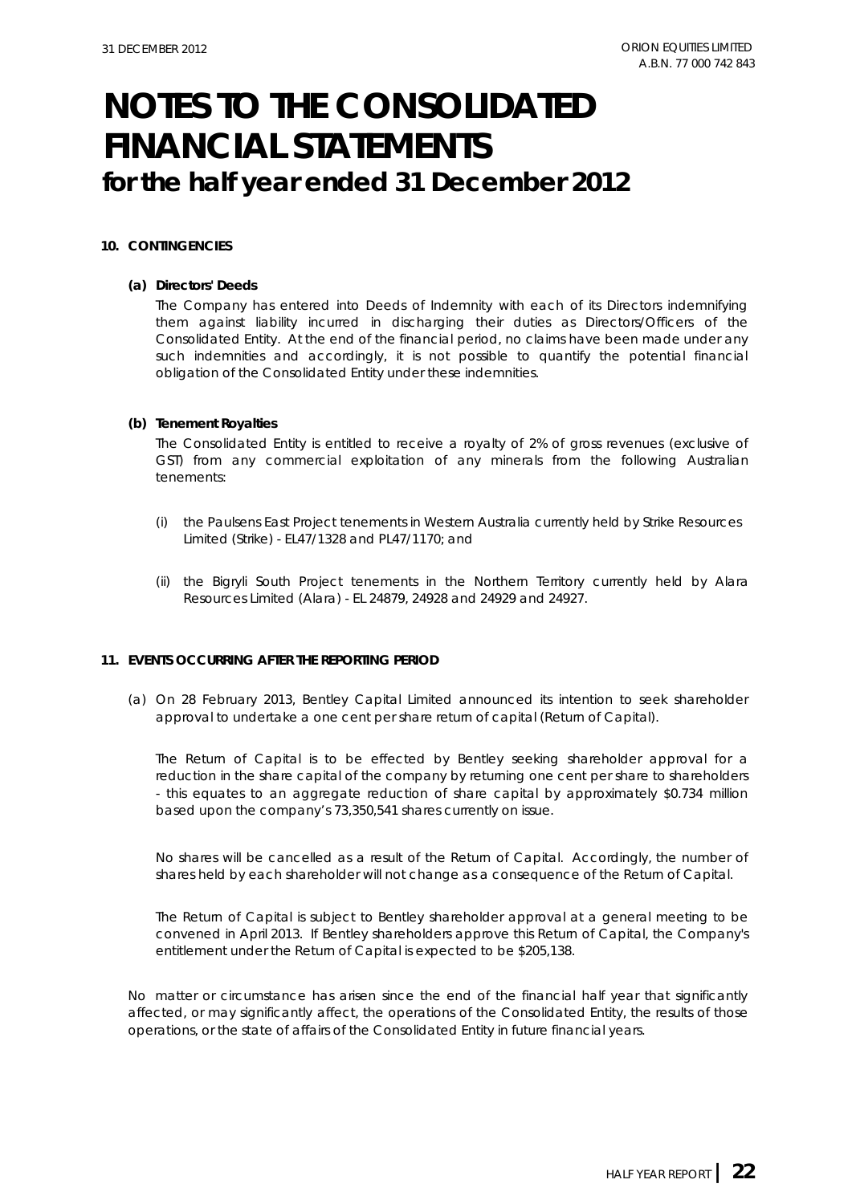# NOTES TO THE CONSOLIDATED FINANCIAL STATEMENTS
## for the half year ended 31 December 2012

**10. CONTINGENCIES**

**(a) Directors' Deeds**

The Company has entered into Deeds of Indemnity with each of its Directors indemnifying them against liability incurred in discharging their duties as Directors/Officers of the Consolidated Entity. At the end of the financial period, no claims have been made under any such indemnities and accordingly, it is not possible to quantify the potential financial obligation of the Consolidated Entity under these indemnities.

**(b) Tenement Royalties**

The Consolidated Entity is entitled to receive a royalty of 2% of gross revenues (exclusive of GST) from any commercial exploitation of any minerals from the following Australian tenements:

(i) the Paulsens East Project tenements in Western Australia currently held by Strike Resources Limited (Strike) - EL47/1328 and PL47/1170; and

(ii) the Bigryli South Project tenements in the Northern Territory currently held by Alara Resources Limited (Alara) - EL 24879, 24928 and 24929 and 24927.

**11. EVENTS OCCURRING AFTER THE REPORTING PERIOD**

(a) On 28 February 2013, Bentley Capital Limited announced its intention to seek shareholder approval to undertake a one cent per share return of capital (Return of Capital).

The Return of Capital is to be effected by Bentley seeking shareholder approval for a reduction in the share capital of the company by returning one cent per share to shareholders - this equates to an aggregate reduction of share capital by approximately $0.734 million based upon the company's 73,350,541 shares currently on issue.

No shares will be cancelled as a result of the Return of Capital. Accordingly, the number of shares held by each shareholder will not change as a consequence of the Return of Capital.

The Return of Capital is subject to Bentley shareholder approval at a general meeting to be convened in April 2013. If Bentley shareholders approve this Return of Capital, the Company's entitlement under the Return of Capital is expected to be $205,138.

No matter or circumstance has arisen since the end of the financial half year that significantly affected, or may significantly affect, the operations of the Consolidated Entity, the results of those operations, or the state of affairs of the Consolidated Entity in future financial years.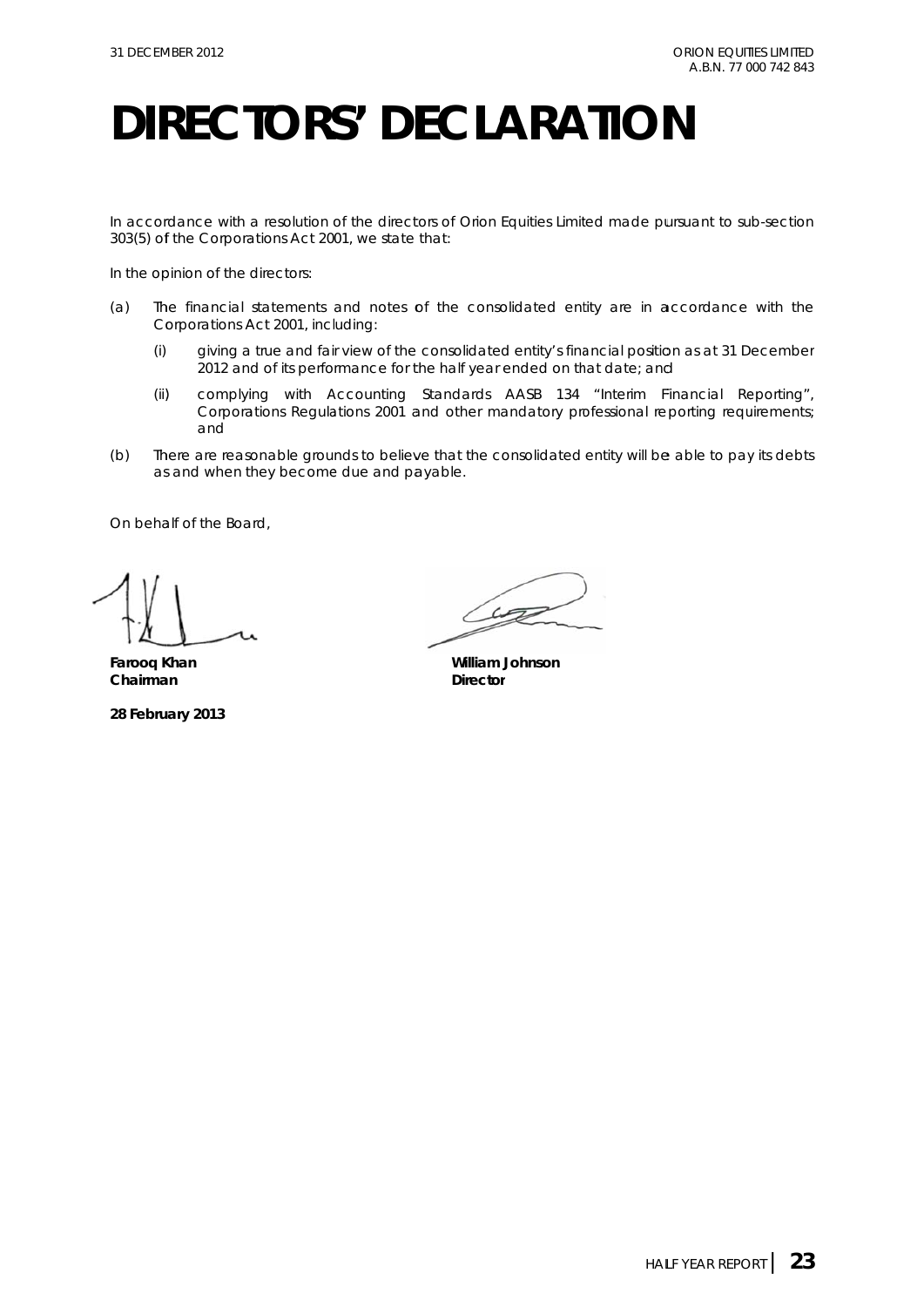# DIRECTORS' DECLARATION

In accordance with a resolution of the directors of Orion Equities Limited made pursuant to sub-section 303(5) of the Corporations Act 2001, we state that:

In the opinion of the directors:

(a) The financial statements and notes of the consolidated entity are in accordance with the Corporations Act 2001, including:

   (i) giving a true and fair view of the consolidated entity's financial position as at 31 December 2012 and of its performance for the half year ended on that date; and

   (ii) complying with Accounting Standards AASB 134 "Interim Financial Reporting", Corporations Regulations 2001 and other mandatory professional reporting requirements; and

(b) There are reasonable grounds to believe that the consolidated entity will be able to pay its debts as and when they become due and payable.

On behalf of the Board,

**Farooq Khan**
**Chairman**

**William Johnson**
**Director**

**28 February 2013**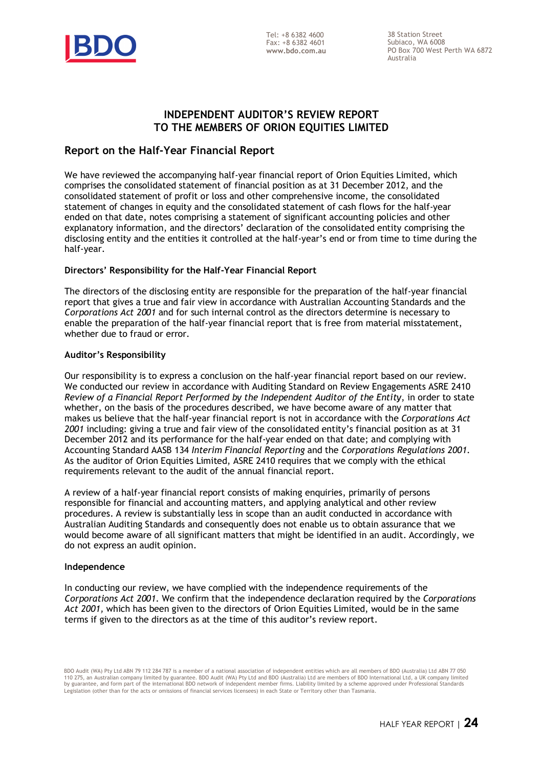Tel: +8 6382 4600
Fax: +8 6382 4601
**www.bdo.com.au**

38 Station Street
Subiaco, WA 6008
PO Box 700 West Perth WA 6872
Australia

# INDEPENDENT AUDITOR'S REVIEW REPORT TO THE MEMBERS OF ORION EQUITIES LIMITED

## Report on the Half-Year Financial Report

We have reviewed the accompanying half-year financial report of Orion Equities Limited, which comprises the consolidated statement of financial position as at 31 December 2012, and the consolidated statement of profit or loss and other comprehensive income, the consolidated statement of changes in equity and the consolidated statement of cash flows for the half-year ended on that date, notes comprising a statement of significant accounting policies and other explanatory information, and the directors' declaration of the consolidated entity comprising the disclosing entity and the entities it controlled at the half-year's end or from time to time during the half-year.

### Directors' Responsibility for the Half-Year Financial Report

The directors of the disclosing entity are responsible for the preparation of the half-year financial report that gives a true and fair view in accordance with Australian Accounting Standards and the *Corporations Act 2001* and for such internal control as the directors determine is necessary to enable the preparation of the half-year financial report that is free from material misstatement, whether due to fraud or error.

### Auditor's Responsibility

Our responsibility is to express a conclusion on the half-year financial report based on our review. We conducted our review in accordance with Auditing Standard on Review Engagements ASRE 2410 *Review of a Financial Report Performed by the Independent Auditor of the Entity*, in order to state whether, on the basis of the procedures described, we have become aware of any matter that makes us believe that the half-year financial report is not in accordance with the *Corporations Act 2001* including: giving a true and fair view of the consolidated entity's financial position as at 31 December 2012 and its performance for the half-year ended on that date; and complying with Accounting Standard AASB 134 *Interim Financial Reporting* and the *Corporations Regulations 2001*. As the auditor of Orion Equities Limited, ASRE 2410 requires that we comply with the ethical requirements relevant to the audit of the annual financial report.

A review of a half-year financial report consists of making enquiries, primarily of persons responsible for financial and accounting matters, and applying analytical and other review procedures. A review is substantially less in scope than an audit conducted in accordance with Australian Auditing Standards and consequently does not enable us to obtain assurance that we would become aware of all significant matters that might be identified in an audit. Accordingly, we do not express an audit opinion.

### Independence

In conducting our review, we have complied with the independence requirements of the *Corporations Act 2001*. We confirm that the independence declaration required by the *Corporations Act 2001,* which has been given to the directors of Orion Equities Limited, would be in the same terms if given to the directors as at the time of this auditor's review report.

BDO Audit (WA) Pty Ltd ABN 79 112 284 787 is a member of a national association of independent entities which are all members of BDO (Australia) Ltd ABN 77 050 110 275, an Australian company limited by guarantee. BDO Audit (WA) Pty Ltd and BDO (Australia) Ltd are members of BDO International Ltd, a UK company limited by guarantee, and form part of the international BDO network of independent member firms. Liability limited by a scheme approved under Professional Standards Legislation (other than for the acts or omissions of financial services licensees) in each State or Territory other than Tasmania.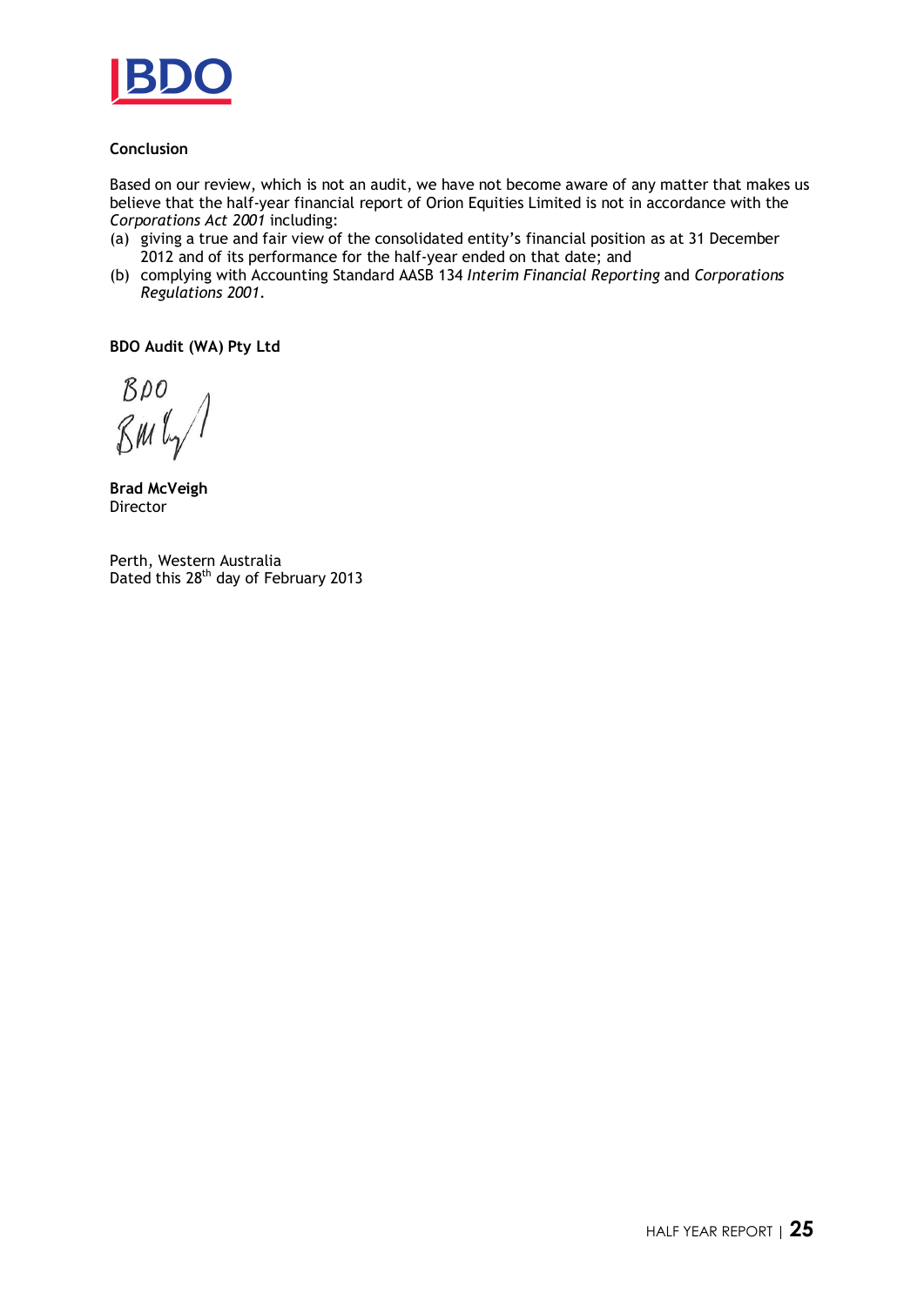**Conclusion**

Based on our review, which is not an audit, we have not become aware of any matter that makes us believe that the half-year financial report of Orion Equities Limited is not in accordance with the *Corporations Act 2001* including:

(a) giving a true and fair view of the consolidated entity's financial position as at 31 December 2012 and of its performance for the half-year ended on that date; and

(b) complying with Accounting Standard AASB 134 *Interim Financial Reporting* and *Corporations Regulations 2001*.

**BDO Audit (WA) Pty Ltd**

**Brad McVeigh**
Director

Perth, Western Australia
Dated this 28th day of February 2013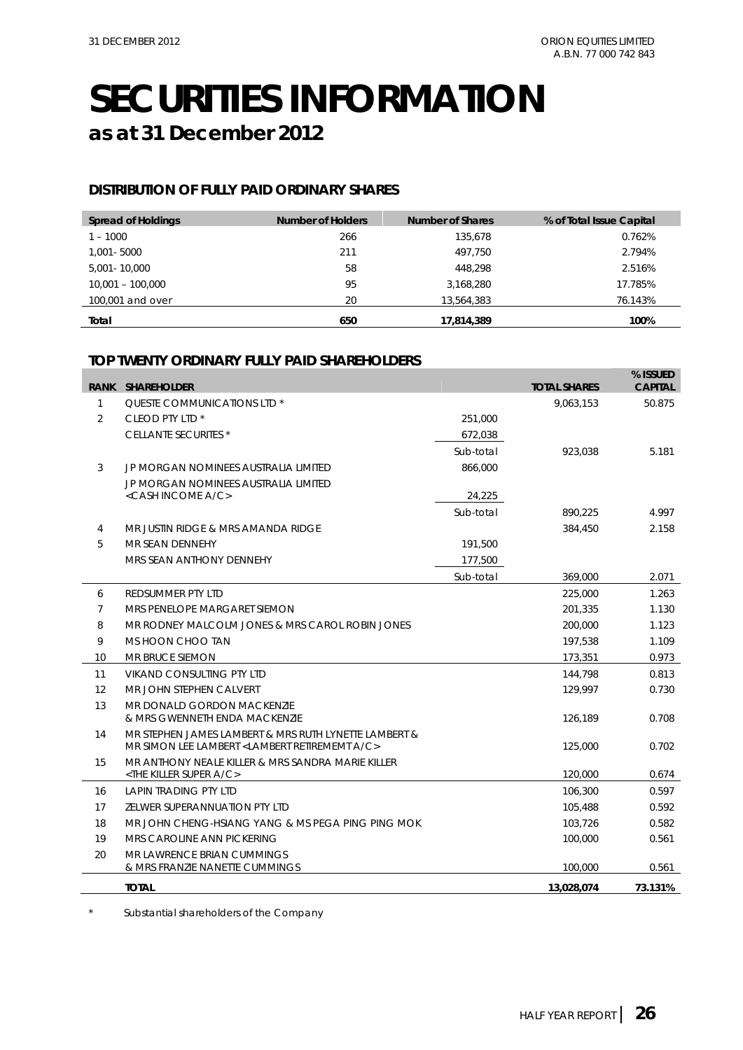# SECURITIES INFORMATION

## as at 31 December 2012

### DISTRIBUTION OF FULLY PAID ORDINARY SHARES

| Spread of Holdings | Number of Holders | Number of Shares | % of Total Issue Capital |
|---|---|---|---|
| 1 – 1000 | 266 | 135,678 | 0.762% |
| 1,001- 5000 | 211 | 497,750 | 2.794% |
| 5,001- 10,000 | 58 | 448,298 | 2.516% |
| 10,001 – 100,000 | 95 | 3,168,280 | 17.785% |
| 100,001 and over | 20 | 13,564,383 | 76.143% |
| **Total** | **650** | **17,814,389** | **100%** |

### TOP TWENTY ORDINARY FULLY PAID SHAREHOLDERS

| RANK | SHAREHOLDER | | TOTAL SHARES | % ISSUED CAPITAL |
|---|---|---|---|---|
| 1 | QUESTE COMMUNICATIONS LTD * | | 9,063,153 | 50.875 |
| 2 | CLEOD PTY LTD * | 251,000 | | |
| | CELLANTE SECURITIES * | 672,038 | | |
| | | Sub-total | 923,038 | 5.181 |
| 3 | JP MORGAN NOMINEES AUSTRALIA LIMITED | 866,000 | | |
| | JP MORGAN NOMINEES AUSTRALIA LIMITED <CASH INCOME A/C> | 24,225 | | |
| | | Sub-total | 890,225 | 4.997 |
| 4 | MR JUSTIN RIDGE & MRS AMANDA RIDGE | | 384,450 | 2.158 |
| 5 | MR SEAN DENNEHY | 191,500 | | |
| | MRS SEAN ANTHONY DENNEHY | 177,500 | | |
| | | Sub-total | 369,000 | 2.071 |
| 6 | REDSUMMER PTY LTD | | 225,000 | 1.263 |
| 7 | MRS PENELOPE MARGARET SIEMON | | 201,335 | 1.130 |
| 8 | MR RODNEY MALCOLM JONES & MRS CAROL ROBIN JONES | | 200,000 | 1.123 |
| 9 | MS HOON CHOO TAN | | 197,538 | 1.109 |
| 10 | MR BRUCE SIEMON | | 173,351 | 0.973 |
| 11 | VIKAND CONSULTING PTY LTD | | 144,798 | 0.813 |
| 12 | MR JOHN STEPHEN CALVERT | | 129,997 | 0.730 |
| 13 | MR DONALD GORDON MACKENZIE & MRS GWENNETH ENDA MACKENZIE | | 126,189 | 0.708 |
| 14 | MR STEPHEN JAMES LAMBERT & MRS RUTH LYNETTE LAMBERT & MR SIMON LEE LAMBERT <LAMBERT RETIREMEMT A/C> | | 125,000 | 0.702 |
| 15 | MR ANTHONY NEALE KILLER & MRS SANDRA MARIE KILLER <THE KILLER SUPER A/C> | | 120,000 | 0.674 |
| 16 | LAPIN TRADING PTY LTD | | 106,300 | 0.597 |
| 17 | ZELWER SUPERANNUATION PTY LTD | | 105,488 | 0.592 |
| 18 | MR JOHN CHENG-HSIANG YANG & MS PEGA PING PING MOK | | 103,726 | 0.582 |
| 19 | MRS CAROLINE ANN PICKERING | | 100,000 | 0.561 |
| 20 | MR LAWRENCE BRIAN CUMMINGS & MRS FRANZIE NANETTE CUMMINGS | | 100,000 | 0.561 |
| | **TOTAL** | | **13,028,074** | **73.131%** |

\* Substantial shareholders of the Company